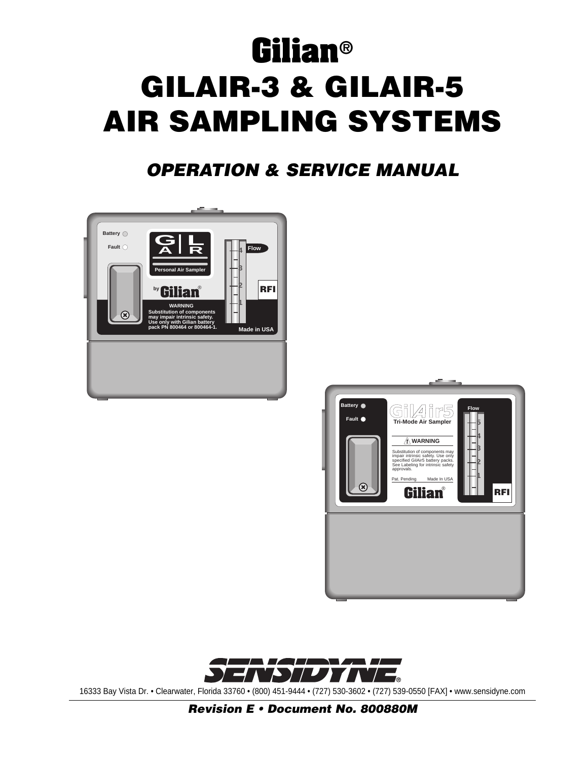# Gilian®

# GILAIR-3 & GILAIR-5 AIR SAMPLING SYSTEMS

## *OPERATION & SERVICE MANUAL*

SENSIDYNE®

16333 Bay Vista Dr. • Clearwater, Florida 33760 • (800) 451-9444 • (727) 530-3602 • (727) 539-0550 [FAX] • www.sensidyne.com

***Revision E • Document No. 800880M***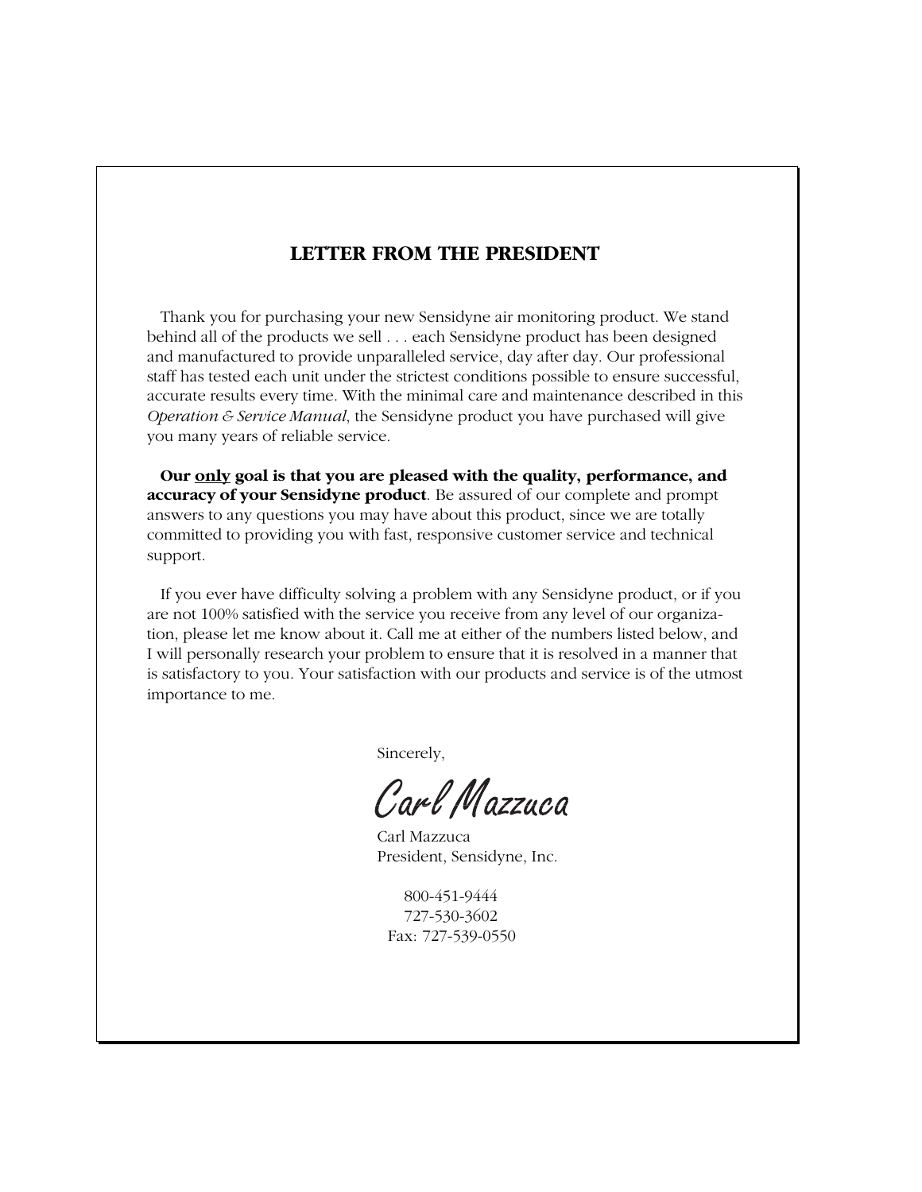## LETTER FROM THE PRESIDENT

Thank you for purchasing your new Sensidyne air monitoring product. We stand behind all of the products we sell . . . each Sensidyne product has been designed and manufactured to provide unparalleled service, day after day. Our professional staff has tested each unit under the strictest conditions possible to ensure successful, accurate results every time. With the minimal care and maintenance described in this *Operation & Service Manual*, the Sensidyne product you have purchased will give you many years of reliable service.

**Our only goal is that you are pleased with the quality, performance, and accuracy of your Sensidyne product**. Be assured of our complete and prompt answers to any questions you may have about this product, since we are totally committed to providing you with fast, responsive customer service and technical support.

If you ever have difficulty solving a problem with any Sensidyne product, or if you are not 100% satisfied with the service you receive from any level of our organization, please let me know about it. Call me at either of the numbers listed below, and I will personally research your problem to ensure that it is resolved in a manner that is satisfactory to you. Your satisfaction with our products and service is of the utmost importance to me.

Sincerely,

*Carl Mazzuca*

Carl Mazzuca
President, Sensidyne, Inc.

800-451-9444
727-530-3602
Fax: 727-539-0550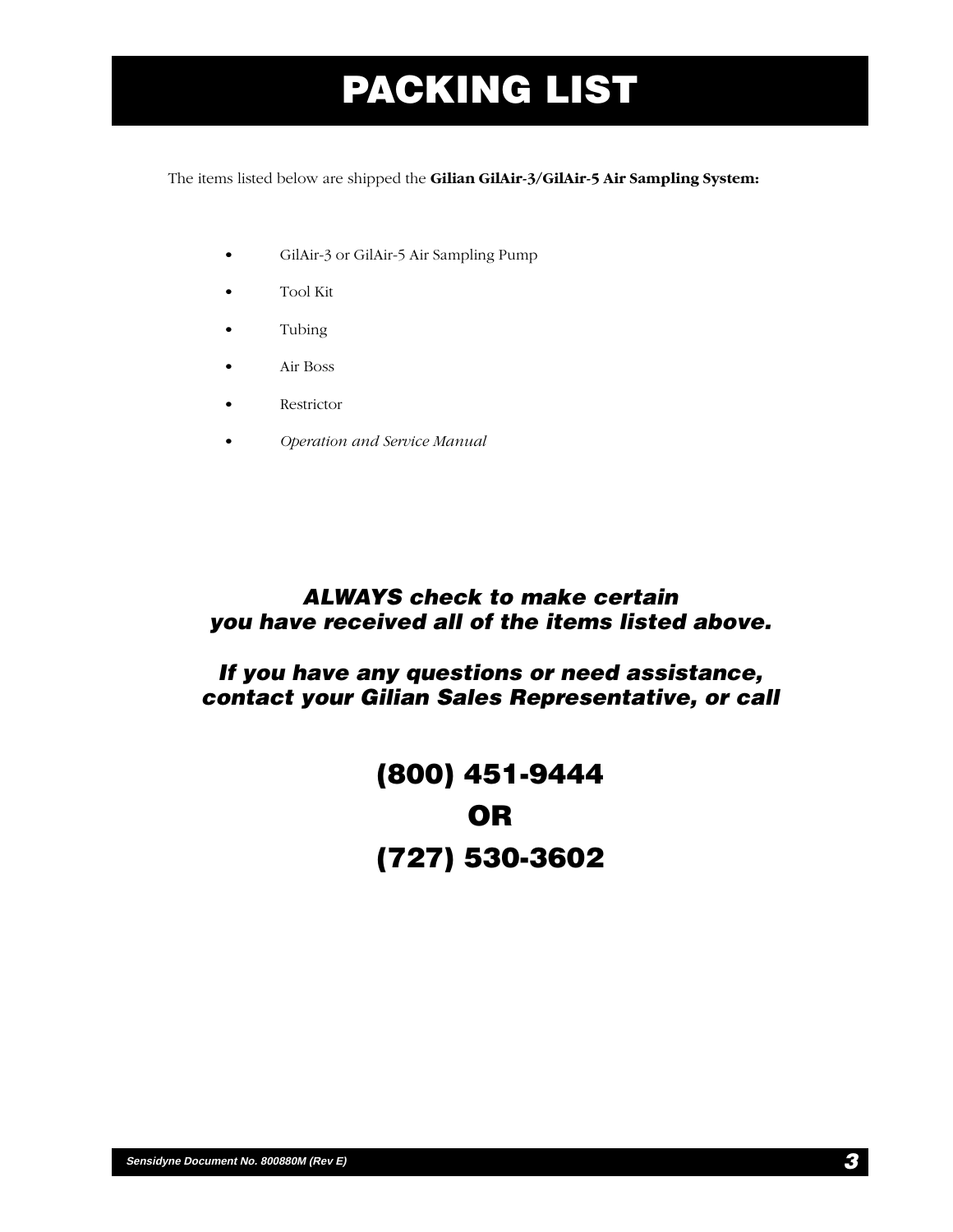# PACKING LIST

The items listed below are shipped the **Gilian GilAir-3/GilAir-5 Air Sampling System:**

- GilAir-3 or GilAir-5 Air Sampling Pump
- Tool Kit
- Tubing
- Air Boss
- Restrictor
- *Operation and Service Manual*

***ALWAYS check to make certain you have received all of the items listed above.***

***If you have any questions or need assistance, contact your Gilian Sales Representative, or call***

**(800) 451-9444**

**OR**

**(727) 530-3602**

*Sensidyne Document No. 800880M (Rev E)*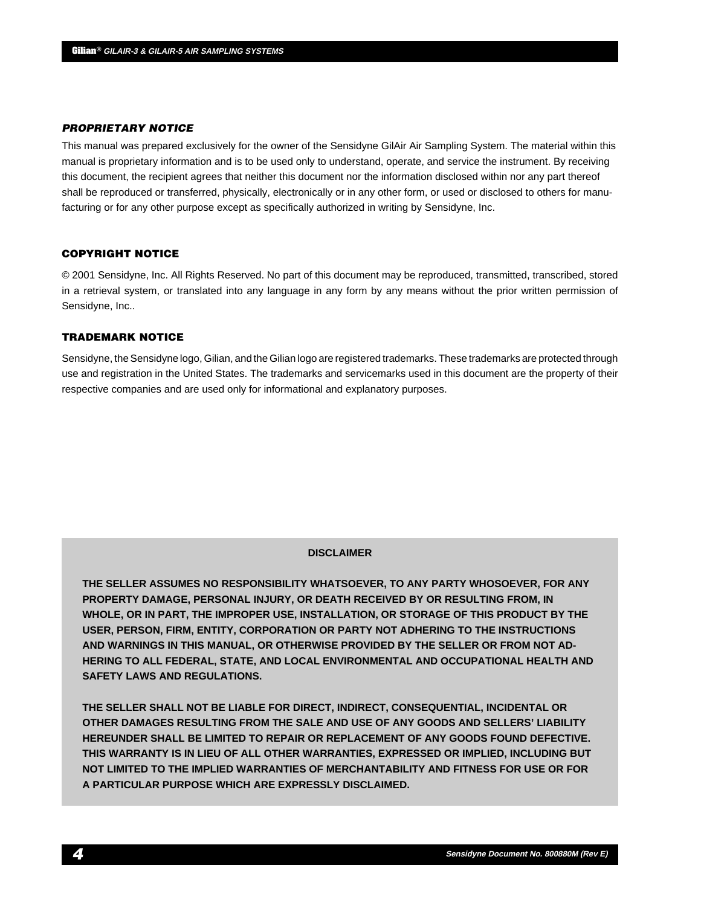### *PROPRIETARY NOTICE*

This manual was prepared exclusively for the owner of the Sensidyne GilAir Air Sampling System. The material within this manual is proprietary information and is to be used only to understand, operate, and service the instrument. By receiving this document, the recipient agrees that neither this document nor the information disclosed within nor any part thereof shall be reproduced or transferred, physically, electronically or in any other form, or used or disclosed to others for manufacturing or for any other purpose except as specifically authorized in writing by Sensidyne, Inc.

### COPYRIGHT NOTICE

© 2001 Sensidyne, Inc. All Rights Reserved. No part of this document may be reproduced, transmitted, transcribed, stored in a retrieval system, or translated into any language in any form by any means without the prior written permission of Sensidyne, Inc..

### TRADEMARK NOTICE

Sensidyne, the Sensidyne logo, Gilian, and the Gilian logo are registered trademarks. These trademarks are protected through use and registration in the United States. The trademarks and servicemarks used in this document are the property of their respective companies and are used only for informational and explanatory purposes.

**DISCLAIMER**

**THE SELLER ASSUMES NO RESPONSIBILITY WHATSOEVER, TO ANY PARTY WHOSOEVER, FOR ANY PROPERTY DAMAGE, PERSONAL INJURY, OR DEATH RECEIVED BY OR RESULTING FROM, IN WHOLE, OR IN PART, THE IMPROPER USE, INSTALLATION, OR STORAGE OF THIS PRODUCT BY THE USER, PERSON, FIRM, ENTITY, CORPORATION OR PARTY NOT ADHERING TO THE INSTRUCTIONS AND WARNINGS IN THIS MANUAL, OR OTHERWISE PROVIDED BY THE SELLER OR FROM NOT ADHERING TO ALL FEDERAL, STATE, AND LOCAL ENVIRONMENTAL AND OCCUPATIONAL HEALTH AND SAFETY LAWS AND REGULATIONS.**

**THE SELLER SHALL NOT BE LIABLE FOR DIRECT, INDIRECT, CONSEQUENTIAL, INCIDENTAL OR OTHER DAMAGES RESULTING FROM THE SALE AND USE OF ANY GOODS AND SELLERS' LIABILITY HEREUNDER SHALL BE LIMITED TO REPAIR OR REPLACEMENT OF ANY GOODS FOUND DEFECTIVE. THIS WARRANTY IS IN LIEU OF ALL OTHER WARRANTIES, EXPRESSED OR IMPLIED, INCLUDING BUT NOT LIMITED TO THE IMPLIED WARRANTIES OF MERCHANTABILITY AND FITNESS FOR USE OR FOR A PARTICULAR PURPOSE WHICH ARE EXPRESSLY DISCLAIMED.**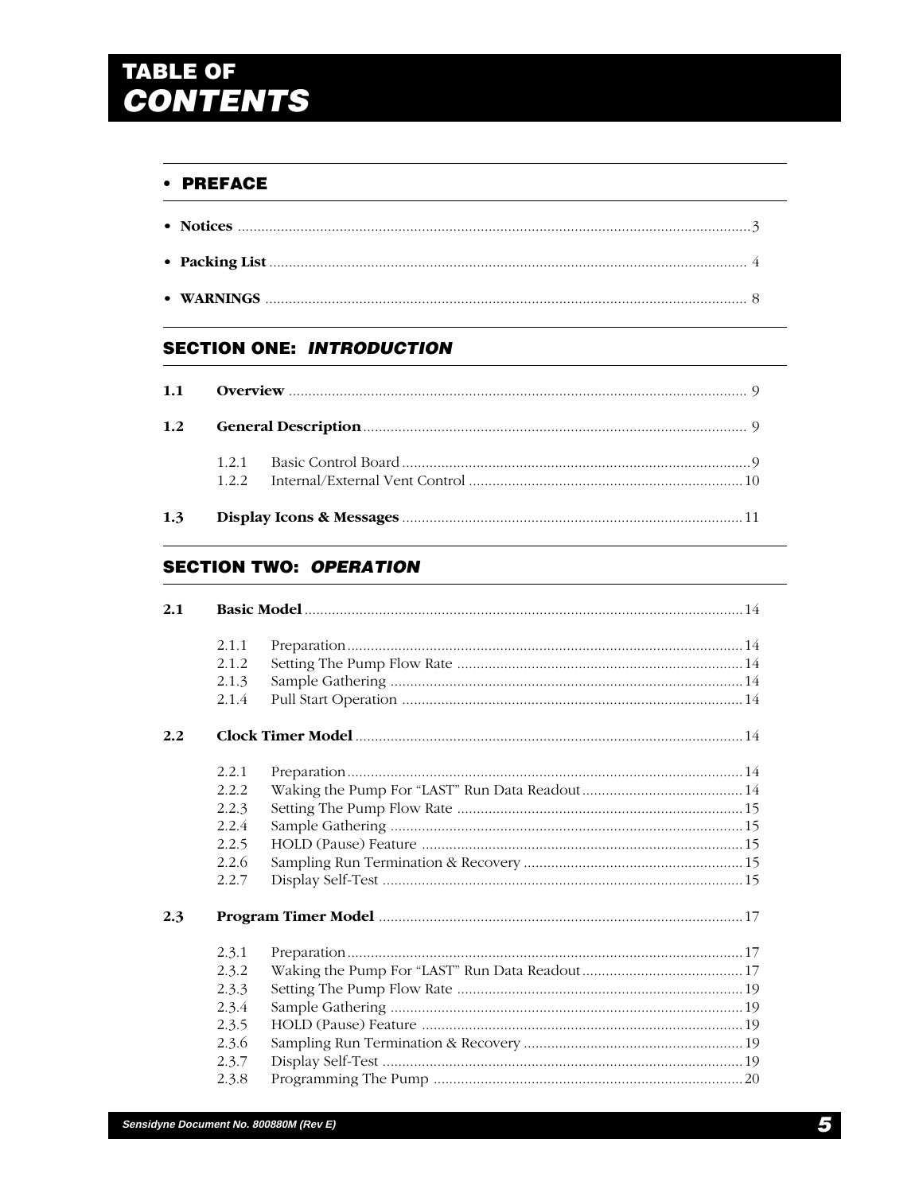# TABLE OF *CONTENTS*

## • PREFACE

- **Notices** .......... 3
- **Packing List** .......... 4
- **WARNINGS** .......... 8

## SECTION ONE: *INTRODUCTION*

**1.1 Overview** .......... 9

**1.2 General Description** .......... 9

- 1.2.1 Basic Control Board .......... 9
- 1.2.2 Internal/External Vent Control .......... 10

**1.3 Display Icons & Messages** .......... 11

## SECTION TWO: *OPERATION*

**2.1 Basic Model** .......... 14

- 2.1.1 Preparation .......... 14
- 2.1.2 Setting The Pump Flow Rate .......... 14
- 2.1.3 Sample Gathering .......... 14
- 2.1.4 Pull Start Operation .......... 14

**2.2 Clock Timer Model** .......... 14

- 2.2.1 Preparation .......... 14
- 2.2.2 Waking the Pump For “LAST” Run Data Readout .......... 14
- 2.2.3 Setting The Pump Flow Rate .......... 15
- 2.2.4 Sample Gathering .......... 15
- 2.2.5 HOLD (Pause) Feature .......... 15
- 2.2.6 Sampling Run Termination & Recovery .......... 15
- 2.2.7 Display Self-Test .......... 15

**2.3 Program Timer Model** .......... 17

- 2.3.1 Preparation .......... 17
- 2.3.2 Waking the Pump For “LAST” Run Data Readout .......... 17
- 2.3.3 Setting The Pump Flow Rate .......... 19
- 2.3.4 Sample Gathering .......... 19
- 2.3.5 HOLD (Pause) Feature .......... 19
- 2.3.6 Sampling Run Termination & Recovery .......... 19
- 2.3.7 Display Self-Test .......... 19
- 2.3.8 Programming The Pump .......... 20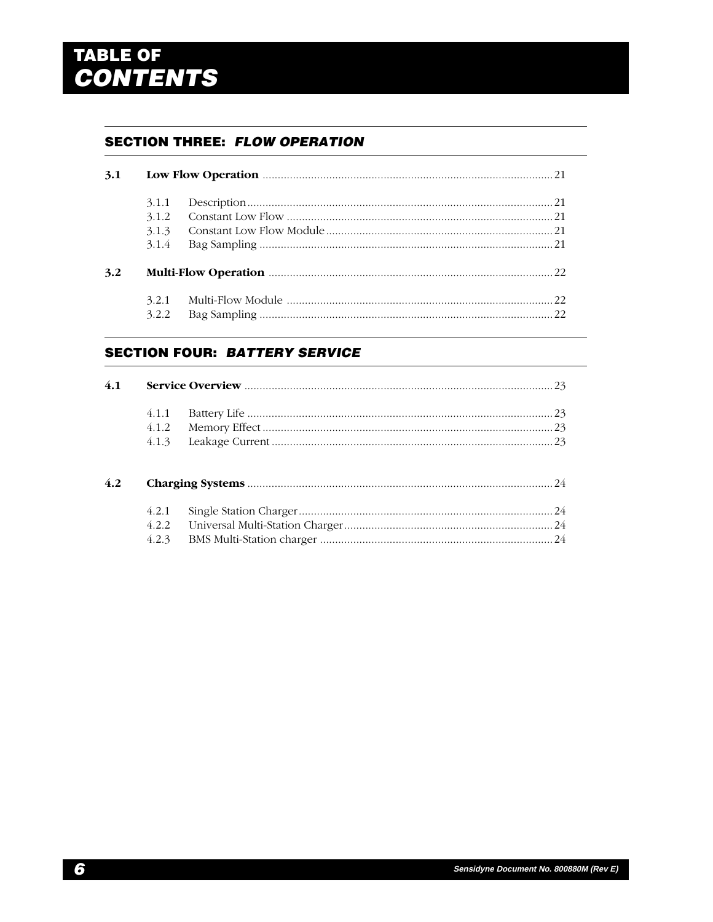# TABLE OF *CONTENTS*

## SECTION THREE: *FLOW OPERATION*

**3.1 Low Flow Operation** ........ 21

- 3.1.1 Description ........ 21
- 3.1.2 Constant Low Flow ........ 21
- 3.1.3 Constant Low Flow Module ........ 21
- 3.1.4 Bag Sampling ........ 21

**3.2 Multi-Flow Operation** ........ 22

- 3.2.1 Multi-Flow Module ........ 22
- 3.2.2 Bag Sampling ........ 22

## SECTION FOUR: *BATTERY SERVICE*

**4.1 Service Overview** ........ 23

- 4.1.1 Battery Life ........ 23
- 4.1.2 Memory Effect ........ 23
- 4.1.3 Leakage Current ........ 23

**4.2 Charging Systems** ........ 24

- 4.2.1 Single Station Charger ........ 24
- 4.2.2 Universal Multi-Station Charger ........ 24
- 4.2.3 BMS Multi-Station charger ........ 24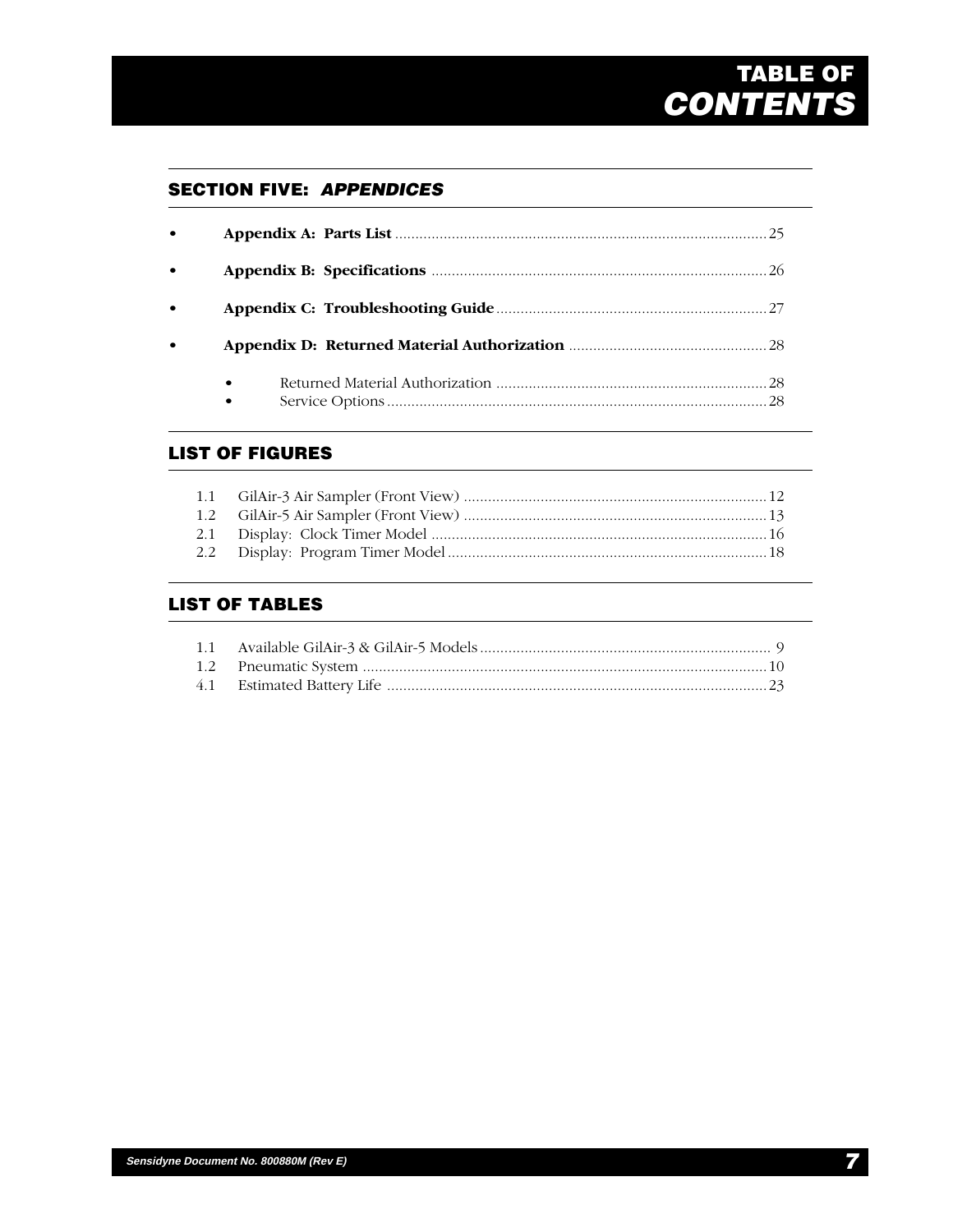# TABLE OF *CONTENTS*

## SECTION FIVE: *APPENDICES*

- **Appendix A: Parts List** ........................................ 25
- **Appendix B: Specifications** ........................................ 26
- **Appendix C: Troubleshooting Guide** ........................................ 27
- **Appendix D: Returned Material Authorization** ........................................ 28
  - Returned Material Authorization ........................................ 28
  - Service Options ........................................ 28

## LIST OF FIGURES

1.1 GilAir-3 Air Sampler (Front View) ........................................ 12
1.2 GilAir-5 Air Sampler (Front View) ........................................ 13
2.1 Display: Clock Timer Model ........................................ 16
2.2 Display: Program Timer Model ........................................ 18

## LIST OF TABLES

1.1 Available GilAir-3 & GilAir-5 Models ........................................ 9
1.2 Pneumatic System ........................................ 10
4.1 Estimated Battery Life ........................................ 23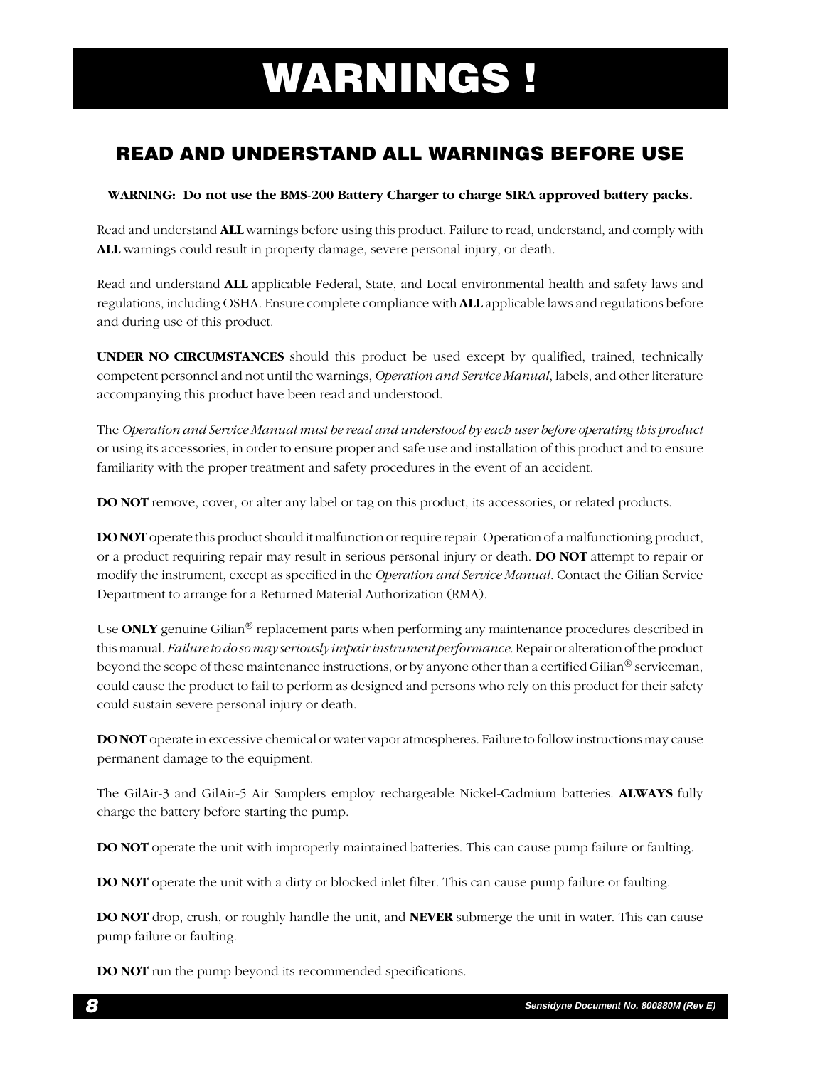# WARNINGS !

## READ AND UNDERSTAND ALL WARNINGS BEFORE USE

**WARNING: Do not use the BMS-200 Battery Charger to charge SIRA approved battery packs.**

Read and understand **ALL** warnings before using this product. Failure to read, understand, and comply with **ALL** warnings could result in property damage, severe personal injury, or death.

Read and understand **ALL** applicable Federal, State, and Local environmental health and safety laws and regulations, including OSHA. Ensure complete compliance with **ALL** applicable laws and regulations before and during use of this product.

**UNDER NO CIRCUMSTANCES** should this product be used except by qualified, trained, technically competent personnel and not until the warnings, *Operation and Service Manual*, labels, and other literature accompanying this product have been read and understood.

The *Operation and Service Manual must be read and understood by each user before operating this product* or using its accessories, in order to ensure proper and safe use and installation of this product and to ensure familiarity with the proper treatment and safety procedures in the event of an accident.

**DO NOT** remove, cover, or alter any label or tag on this product, its accessories, or related products.

**DO NOT** operate this product should it malfunction or require repair. Operation of a malfunctioning product, or a product requiring repair may result in serious personal injury or death. **DO NOT** attempt to repair or modify the instrument, except as specified in the *Operation and Service Manual*. Contact the Gilian Service Department to arrange for a Returned Material Authorization (RMA).

Use **ONLY** genuine Gilian® replacement parts when performing any maintenance procedures described in this manual. *Failure to do so may seriously impair instrument performance.* Repair or alteration of the product beyond the scope of these maintenance instructions, or by anyone other than a certified Gilian® serviceman, could cause the product to fail to perform as designed and persons who rely on this product for their safety could sustain severe personal injury or death.

**DO NOT** operate in excessive chemical or water vapor atmospheres. Failure to follow instructions may cause permanent damage to the equipment.

The GilAir-3 and GilAir-5 Air Samplers employ rechargeable Nickel-Cadmium batteries. **ALWAYS** fully charge the battery before starting the pump.

**DO NOT** operate the unit with improperly maintained batteries. This can cause pump failure or faulting.

**DO NOT** operate the unit with a dirty or blocked inlet filter. This can cause pump failure or faulting.

**DO NOT** drop, crush, or roughly handle the unit, and **NEVER** submerge the unit in water. This can cause pump failure or faulting.

**DO NOT** run the pump beyond its recommended specifications.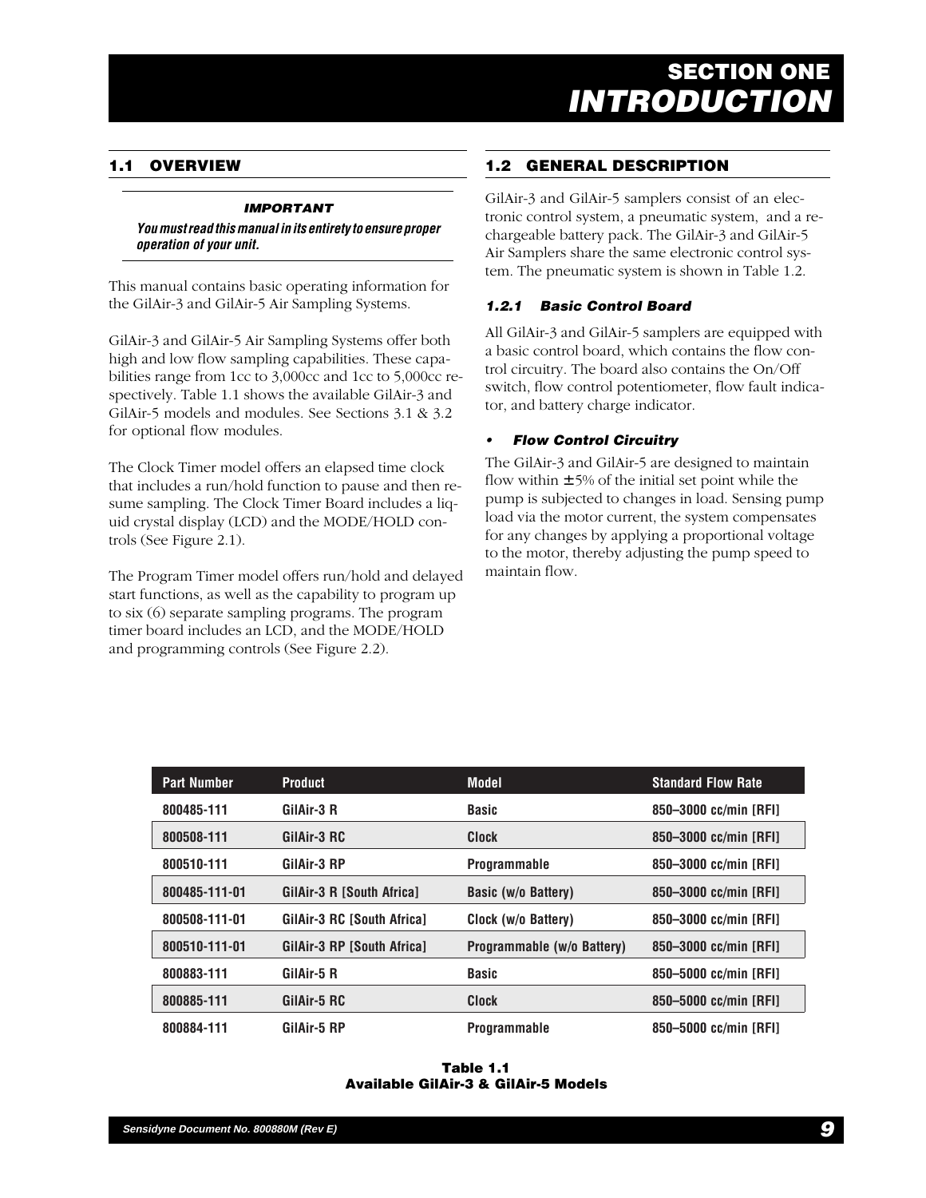# SECTION ONE
# *INTRODUCTION*

## 1.1 OVERVIEW

***IMPORTANT***

***You must read this manual in its entirety to ensure proper operation of your unit.***

This manual contains basic operating information for the GilAir-3 and GilAir-5 Air Sampling Systems.

GilAir-3 and GilAir-5 Air Sampling Systems offer both high and low flow sampling capabilities. These capabilities range from 1cc to 3,000cc and 1cc to 5,000cc respectively. Table 1.1 shows the available GilAir-3 and GilAir-5 models and modules. See Sections 3.1 & 3.2 for optional flow modules.

The Clock Timer model offers an elapsed time clock that includes a run/hold function to pause and then resume sampling. The Clock Timer Board includes a liquid crystal display (LCD) and the MODE/HOLD controls (See Figure 2.1).

The Program Timer model offers run/hold and delayed start functions, as well as the capability to program up to six (6) separate sampling programs. The program timer board includes an LCD, and the MODE/HOLD and programming controls (See Figure 2.2).

## 1.2 GENERAL DESCRIPTION

GilAir-3 and GilAir-5 samplers consist of an electronic control system, a pneumatic system, and a rechargeable battery pack. The GilAir-3 and GilAir-5 Air Samplers share the same electronic control system. The pneumatic system is shown in Table 1.2.

### *1.2.1 Basic Control Board*

All GilAir-3 and GilAir-5 samplers are equipped with a basic control board, which contains the flow control circuitry. The board also contains the On/Off switch, flow control potentiometer, flow fault indicator, and battery charge indicator.

- ***Flow Control Circuitry***

The GilAir-3 and GilAir-5 are designed to maintain flow within ±5% of the initial set point while the pump is subjected to changes in load. Sensing pump load via the motor current, the system compensates for any changes by applying a proportional voltage to the motor, thereby adjusting the pump speed to maintain flow.

| Part Number | Product | Model | Standard Flow Rate |
|---|---|---|---|
| 800485-111 | GilAir-3 R | Basic | 850–3000 cc/min [RFI] |
| 800508-111 | GilAir-3 RC | Clock | 850–3000 cc/min [RFI] |
| 800510-111 | GilAir-3 RP | Programmable | 850–3000 cc/min [RFI] |
| 800485-111-01 | GilAir-3 R [South Africa] | Basic (w/o Battery) | 850–3000 cc/min [RFI] |
| 800508-111-01 | GilAir-3 RC [South Africa] | Clock (w/o Battery) | 850–3000 cc/min [RFI] |
| 800510-111-01 | GilAir-3 RP [South Africa] | Programmable (w/o Battery) | 850–3000 cc/min [RFI] |
| 800883-111 | GilAir-5 R | Basic | 850–5000 cc/min [RFI] |
| 800885-111 | GilAir-5 RC | Clock | 850–5000 cc/min [RFI] |
| 800884-111 | GilAir-5 RP | Programmable | 850–5000 cc/min [RFI] |

**Table 1.1**
**Available GilAir-3 & GilAir-5 Models**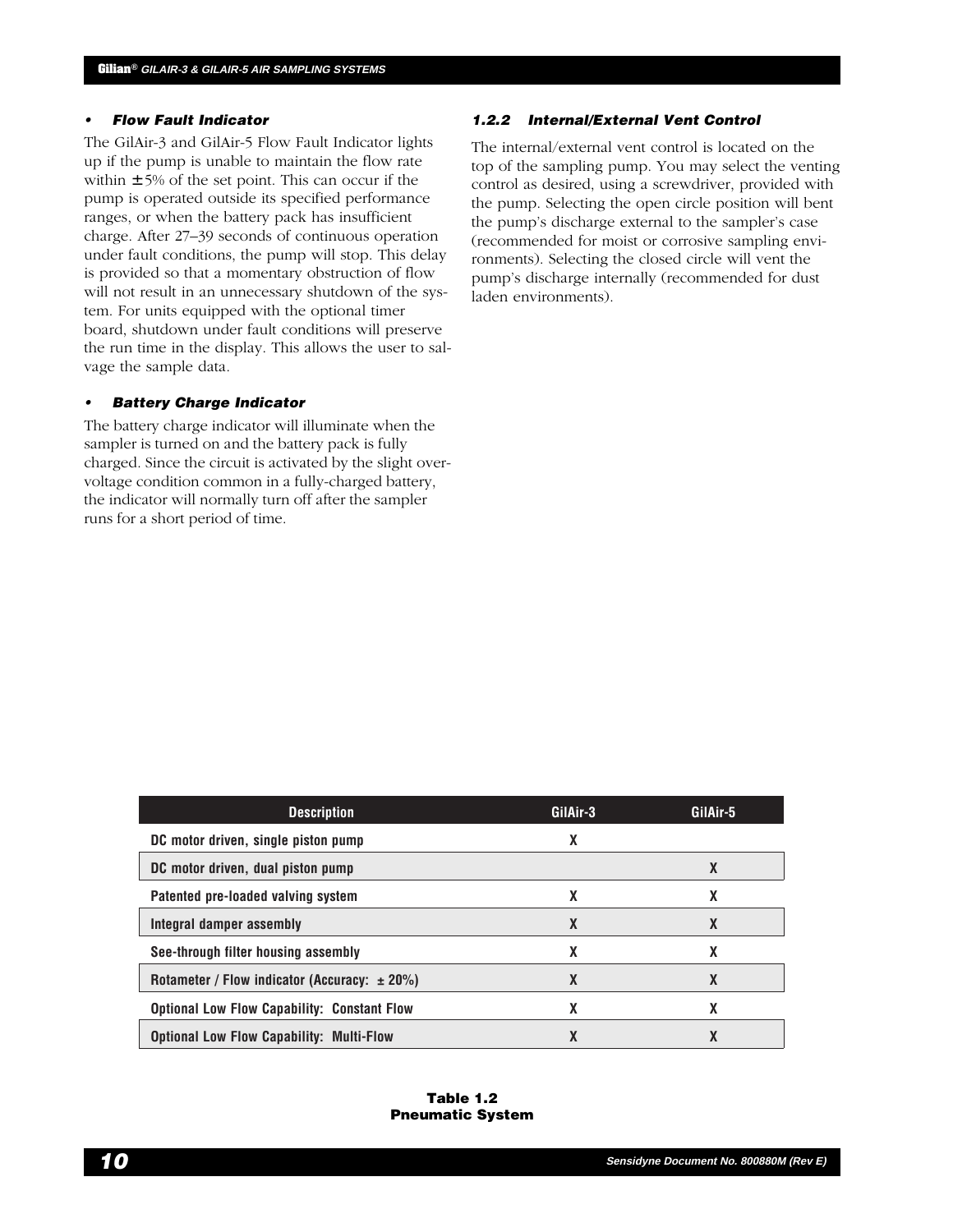- ***Flow Fault Indicator***

The GilAir-3 and GilAir-5 Flow Fault Indicator lights up if the pump is unable to maintain the flow rate within ±5% of the set point. This can occur if the pump is operated outside its specified performance ranges, or when the battery pack has insufficient charge. After 27–39 seconds of continuous operation under fault conditions, the pump will stop. This delay is provided so that a momentary obstruction of flow will not result in an unnecessary shutdown of the system. For units equipped with the optional timer board, shutdown under fault conditions will preserve the run time in the display. This allows the user to salvage the sample data.

- ***Battery Charge Indicator***

The battery charge indicator will illuminate when the sampler is turned on and the battery pack is fully charged. Since the circuit is activated by the slight overvoltage condition common in a fully-charged battery, the indicator will normally turn off after the sampler runs for a short period of time.

### *1.2.2 Internal/External Vent Control*

The internal/external vent control is located on the top of the sampling pump. You may select the venting control as desired, using a screwdriver, provided with the pump. Selecting the open circle position will bent the pump's discharge external to the sampler's case (recommended for moist or corrosive sampling environments). Selecting the closed circle will vent the pump's discharge internally (recommended for dust laden environments).

| Description | GilAir-3 | GilAir-5 |
|---|---|---|
| DC motor driven, single piston pump | X | |
| DC motor driven, dual piston pump | | X |
| Patented pre-loaded valving system | X | X |
| Integral damper assembly | X | X |
| See-through filter housing assembly | X | X |
| Rotameter / Flow indicator (Accuracy: ± 20%) | X | X |
| Optional Low Flow Capability: Constant Flow | X | X |
| Optional Low Flow Capability: Multi-Flow | X | X |

**Table 1.2**
**Pneumatic System**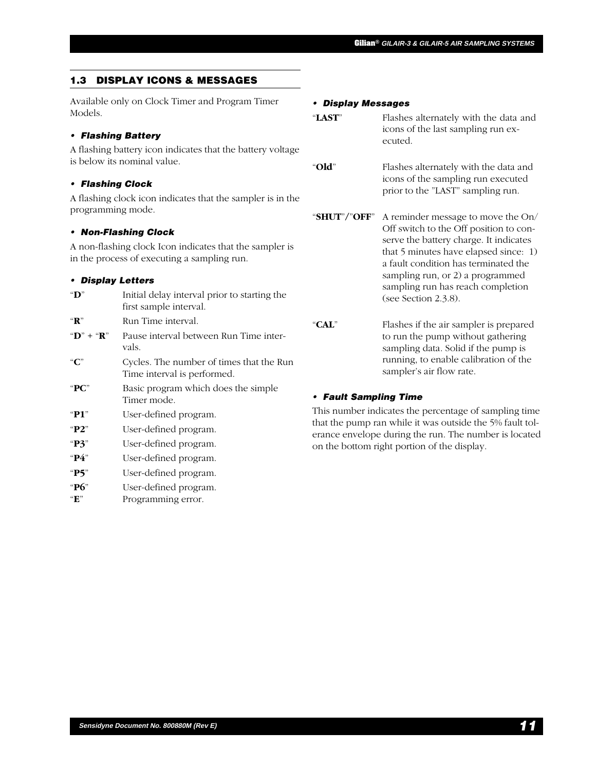## 1.3 DISPLAY ICONS & MESSAGES

Available only on Clock Timer and Program Timer Models.

### • *Flashing Battery*

A flashing battery icon indicates that the battery voltage is below its nominal value.

### • *Flashing Clock*

A flashing clock icon indicates that the sampler is in the programming mode.

### • *Non-Flashing Clock*

A non-flashing clock Icon indicates that the sampler is in the process of executing a sampling run.

### • *Display Letters*

| | |
|---|---|
| "**D**" | Initial delay interval prior to starting the first sample interval. |
| "**R**" | Run Time interval. |
| "**D**" + "**R**" | Pause interval between Run Time intervals. |
| "**C**" | Cycles. The number of times that the Run Time interval is performed. |
| "**PC**" | Basic program which does the simple Timer mode. |
| "**P1**" | User-defined program. |
| "**P2**" | User-defined program. |
| "**P3**" | User-defined program. |
| "**P4**" | User-defined program. |
| "**P5**" | User-defined program. |
| "**P6**" | User-defined program. |
| "**E**" | Programming error. |

### • *Display Messages*

| | |
|---|---|
| "**LAST**" | Flashes alternately with the data and icons of the last sampling run executed. |
| "**Old**" | Flashes alternately with the data and icons of the sampling run executed prior to the "LAST" sampling run. |
| "**SHUT**"/"**OFF**" | A reminder message to move the On/Off switch to the Off position to conserve the battery charge. It indicates that 5 minutes have elapsed since: 1) a fault condition has terminated the sampling run, or 2) a programmed sampling run has reach completion (see Section 2.3.8). |
| "**CAL**" | Flashes if the air sampler is prepared to run the pump without gathering sampling data. Solid if the pump is running, to enable calibration of the sampler's air flow rate. |

### • *Fault Sampling Time*

This number indicates the percentage of sampling time that the pump ran while it was outside the 5% fault tolerance envelope during the run. The number is located on the bottom right portion of the display.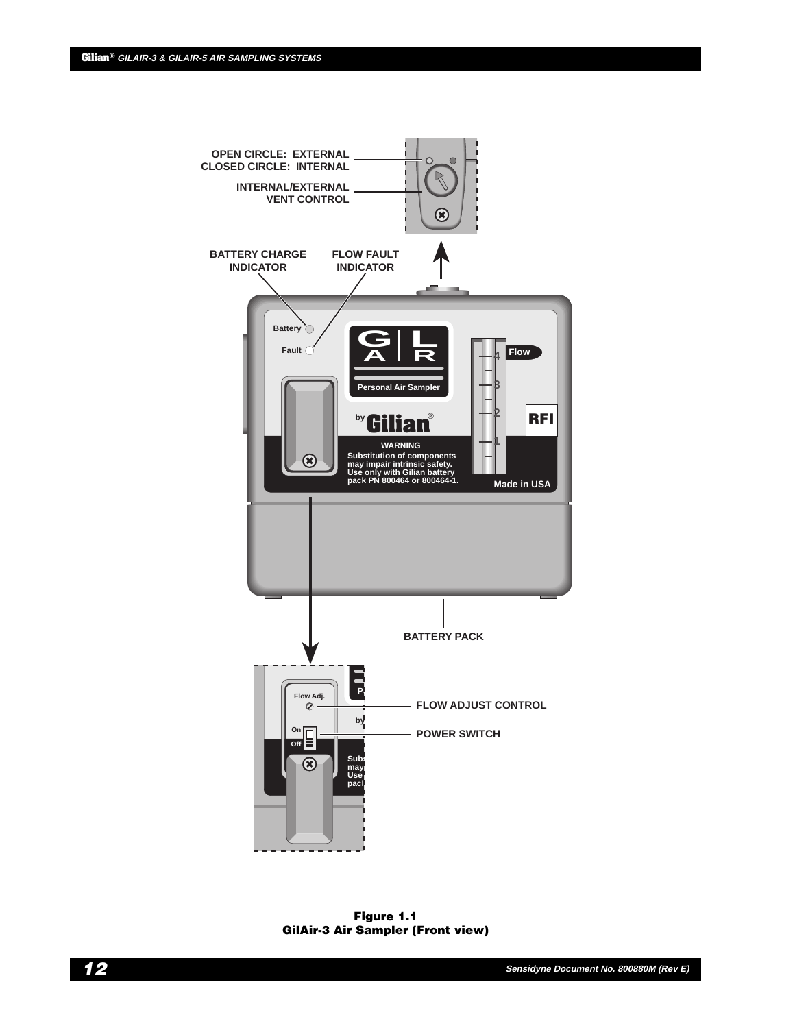OPEN CIRCLE: EXTERNAL
CLOSED CIRCLE: INTERNAL

INTERNAL/EXTERNAL VENT CONTROL

BATTERY CHARGE INDICATOR

FLOW FAULT INDICATOR

Battery

Fault

GILAIR

Personal Air Sampler

by Gilian®

WARNING
Substitution of components may impair intrinsic safety. Use only with Gilian battery pack PN 800464 or 800464-1.

Flow

4
3
2
1

RFI

Made in USA

BATTERY PACK

Flow Adj.

On
Off

FLOW ADJUST CONTROL

POWER SWITCH

**Figure 1.1**
**GilAir-3 Air Sampler (Front view)**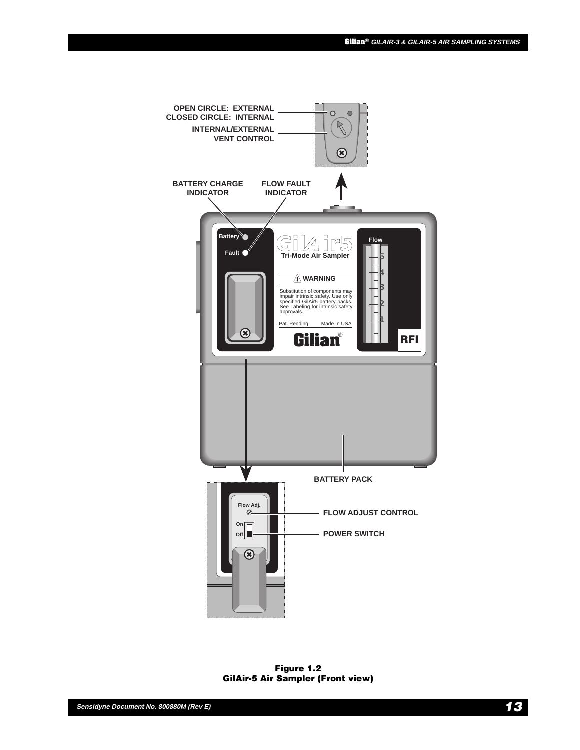OPEN CIRCLE: EXTERNAL
CLOSED CIRCLE: INTERNAL

INTERNAL/EXTERNAL VENT CONTROL

BATTERY CHARGE INDICATOR

FLOW FAULT INDICATOR

Battery

Fault

GilAir5

Tri-Mode Air Sampler

WARNING

Substitution of components may impair intrinsic safety. Use only specified GilAir5 battery packs. See Labeling for intrinsic safety approvals.

Pat. Pending Made In USA

Gilian®

Flow

5
4
3
2
1

RFI

BATTERY PACK

Flow Adj.

On

Off

FLOW ADJUST CONTROL

POWER SWITCH

**Figure 1.2**
**GilAir-5 Air Sampler (Front view)**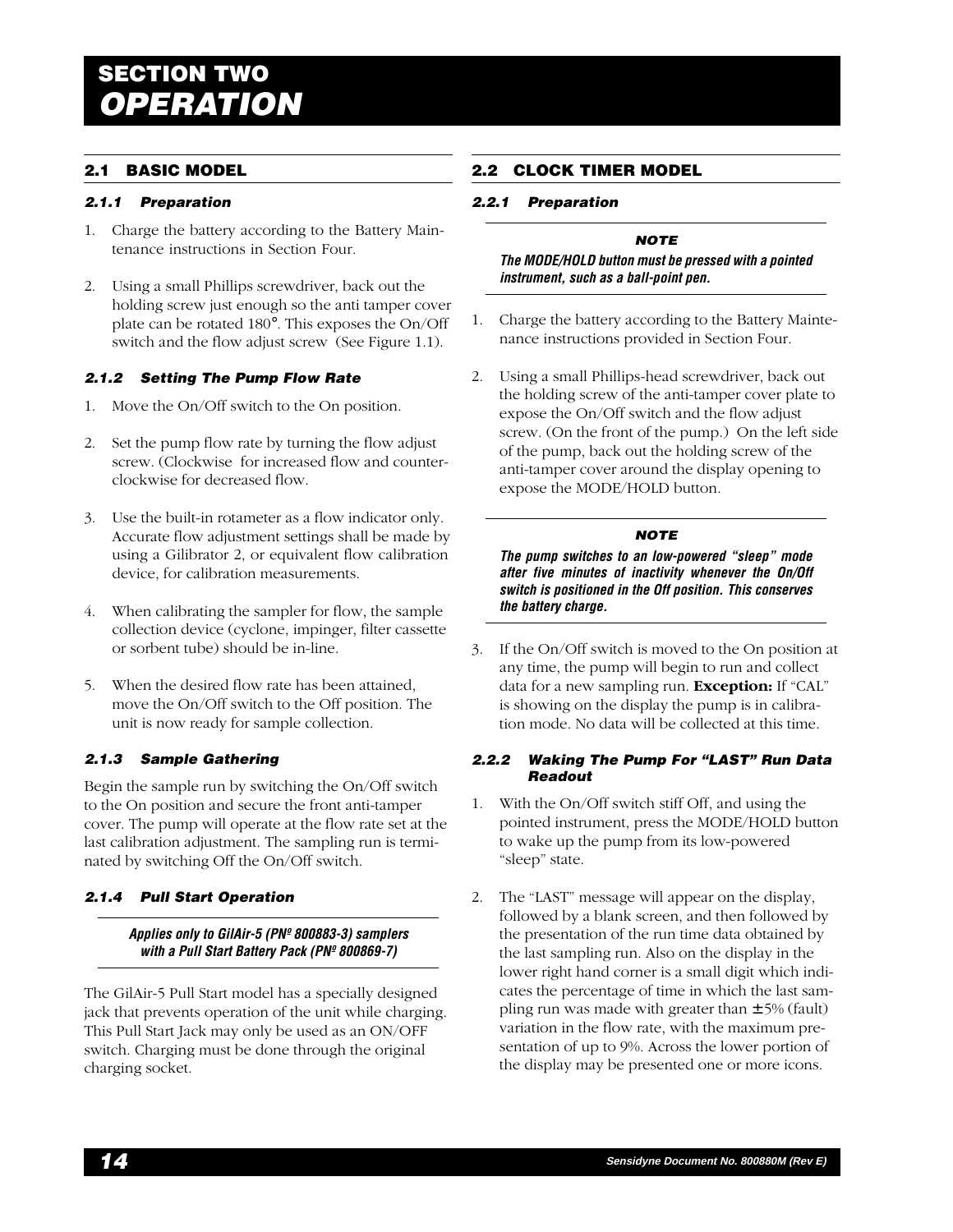# SECTION TWO
# *OPERATION*

## 2.1 BASIC MODEL

### *2.1.1 Preparation*

1. Charge the battery according to the Battery Maintenance instructions in Section Four.

2. Using a small Phillips screwdriver, back out the holding screw just enough so the anti tamper cover plate can be rotated 180°. This exposes the On/Off switch and the flow adjust screw (See Figure 1.1).

### *2.1.2 Setting The Pump Flow Rate*

1. Move the On/Off switch to the On position.

2. Set the pump flow rate by turning the flow adjust screw. (Clockwise for increased flow and counter-clockwise for decreased flow.

3. Use the built-in rotameter as a flow indicator only. Accurate flow adjustment settings shall be made by using a Gilibrator 2, or equivalent flow calibration device, for calibration measurements.

4. When calibrating the sampler for flow, the sample collection device (cyclone, impinger, filter cassette or sorbent tube) should be in-line.

5. When the desired flow rate has been attained, move the On/Off switch to the Off position. The unit is now ready for sample collection.

### *2.1.3 Sample Gathering*

Begin the sample run by switching the On/Off switch to the On position and secure the front anti-tamper cover. The pump will operate at the flow rate set at the last calibration adjustment. The sampling run is terminated by switching Off the On/Off switch.

### *2.1.4 Pull Start Operation*

***Applies only to GilAir-5 (Pº 800883-3) samplers with a Pull Start Battery Pack (PNº 800869-7)***

The GilAir-5 Pull Start model has a specially designed jack that prevents operation of the unit while charging. This Pull Start Jack may only be used as an ON/OFF switch. Charging must be done through the original charging socket.

## 2.2 CLOCK TIMER MODEL

### *2.2.1 Preparation*

**NOTE**

***The MODE/HOLD button must be pressed with a pointed instrument, such as a ball-point pen.***

1. Charge the battery according to the Battery Maintenance instructions provided in Section Four.

2. Using a small Phillips-head screwdriver, back out the holding screw of the anti-tamper cover plate to expose the On/Off switch and the flow adjust screw. (On the front of the pump.) On the left side of the pump, back out the holding screw of the anti-tamper cover around the display opening to expose the MODE/HOLD button.

**NOTE**

***The pump switches to an low-powered "sleep" mode after five minutes of inactivity whenever the On/Off switch is positioned in the Off position. This conserves the battery charge.***

3. If the On/Off switch is moved to the On position at any time, the pump will begin to run and collect data for a new sampling run. **Exception:** If "CAL" is showing on the display the pump is in calibration mode. No data will be collected at this time.

### *2.2.2 Waking The Pump For "LAST" Run Data Readout*

1. With the On/Off switch stiff Off, and using the pointed instrument, press the MODE/HOLD button to wake up the pump from its low-powered "sleep" state.

2. The "LAST" message will appear on the display, followed by a blank screen, and then followed by the presentation of the run time data obtained by the last sampling run. Also on the display in the lower right hand corner is a small digit which indicates the percentage of time in which the last sampling run was made with greater than ±5% (fault) variation in the flow rate, with the maximum presentation of up to 9%. Across the lower portion of the display may be presented one or more icons.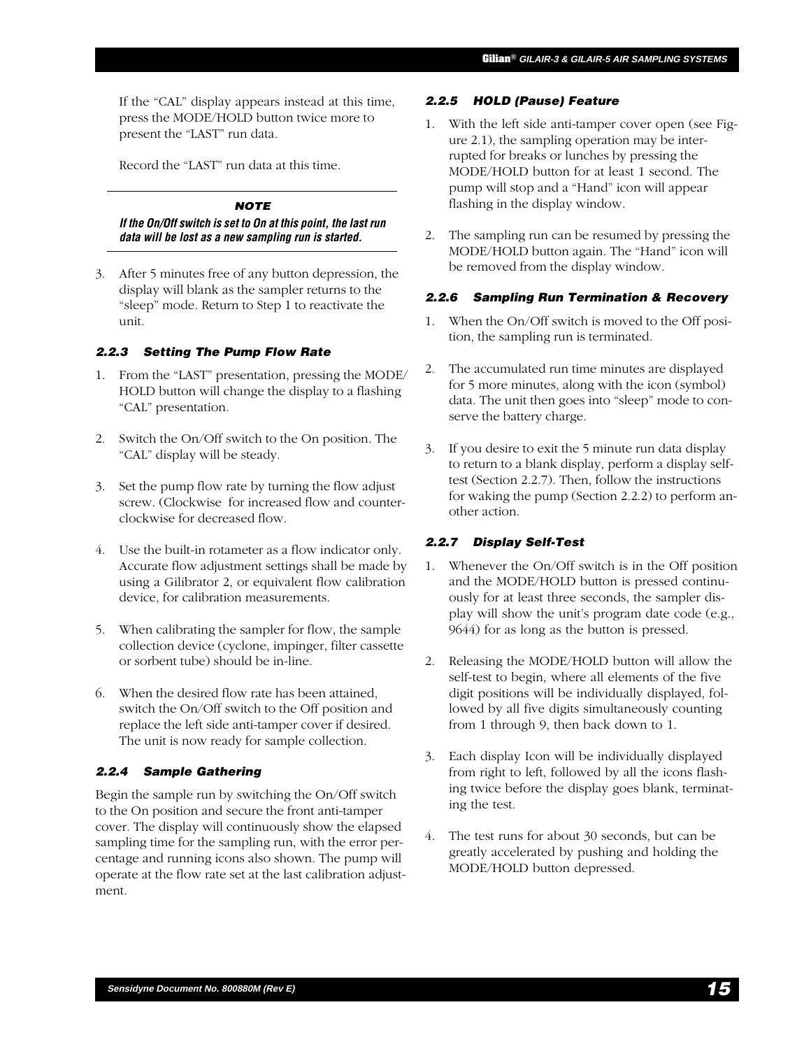If the "CAL" display appears instead at this time, press the MODE/HOLD button twice more to present the "LAST" run data.

Record the "LAST" run data at this time.

---

**NOTE**

***If the On/Off switch is set to On at this point, the last run data will be lost as a new sampling run is started.***

---

3. After 5 minutes free of any button depression, the display will blank as the sampler returns to the "sleep" mode. Return to Step 1 to reactivate the unit.

#### *2.2.3 Setting The Pump Flow Rate*

1. From the "LAST" presentation, pressing the MODE/HOLD button will change the display to a flashing "CAL" presentation.

2. Switch the On/Off switch to the On position. The "CAL" display will be steady.

3. Set the pump flow rate by turning the flow adjust screw. (Clockwise for increased flow and counter-clockwise for decreased flow.

4. Use the built-in rotameter as a flow indicator only. Accurate flow adjustment settings shall be made by using a Gilibrator 2, or equivalent flow calibration device, for calibration measurements.

5. When calibrating the sampler for flow, the sample collection device (cyclone, impinger, filter cassette or sorbent tube) should be in-line.

6. When the desired flow rate has been attained, switch the On/Off switch to the Off position and replace the left side anti-tamper cover if desired. The unit is now ready for sample collection.

#### *2.2.4 Sample Gathering*

Begin the sample run by switching the On/Off switch to the On position and secure the front anti-tamper cover. The display will continuously show the elapsed sampling time for the sampling run, with the error percentage and running icons also shown. The pump will operate at the flow rate set at the last calibration adjustment.

#### *2.2.5 HOLD (Pause) Feature*

1. With the left side anti-tamper cover open (see Figure 2.1), the sampling operation may be interrupted for breaks or lunches by pressing the MODE/HOLD button for at least 1 second. The pump will stop and a "Hand" icon will appear flashing in the display window.

2. The sampling run can be resumed by pressing the MODE/HOLD button again. The "Hand" icon will be removed from the display window.

#### *2.2.6 Sampling Run Termination & Recovery*

1. When the On/Off switch is moved to the Off position, the sampling run is terminated.

2. The accumulated run time minutes are displayed for 5 more minutes, along with the icon (symbol) data. The unit then goes into "sleep" mode to conserve the battery charge.

3. If you desire to exit the 5 minute run data display to return to a blank display, perform a display self-test (Section 2.2.7). Then, follow the instructions for waking the pump (Section 2.2.2) to perform another action.

#### *2.2.7 Display Self-Test*

1. Whenever the On/Off switch is in the Off position and the MODE/HOLD button is pressed continuously for at least three seconds, the sampler display will show the unit's program date code (e.g., 9644) for as long as the button is pressed.

2. Releasing the MODE/HOLD button will allow the self-test to begin, where all elements of the five digit positions will be individually displayed, followed by all five digits simultaneously counting from 1 through 9, then back down to 1.

3. Each display Icon will be individually displayed from right to left, followed by all the icons flashing twice before the display goes blank, terminating the test.

4. The test runs for about 30 seconds, but can be greatly accelerated by pushing and holding the MODE/HOLD button depressed.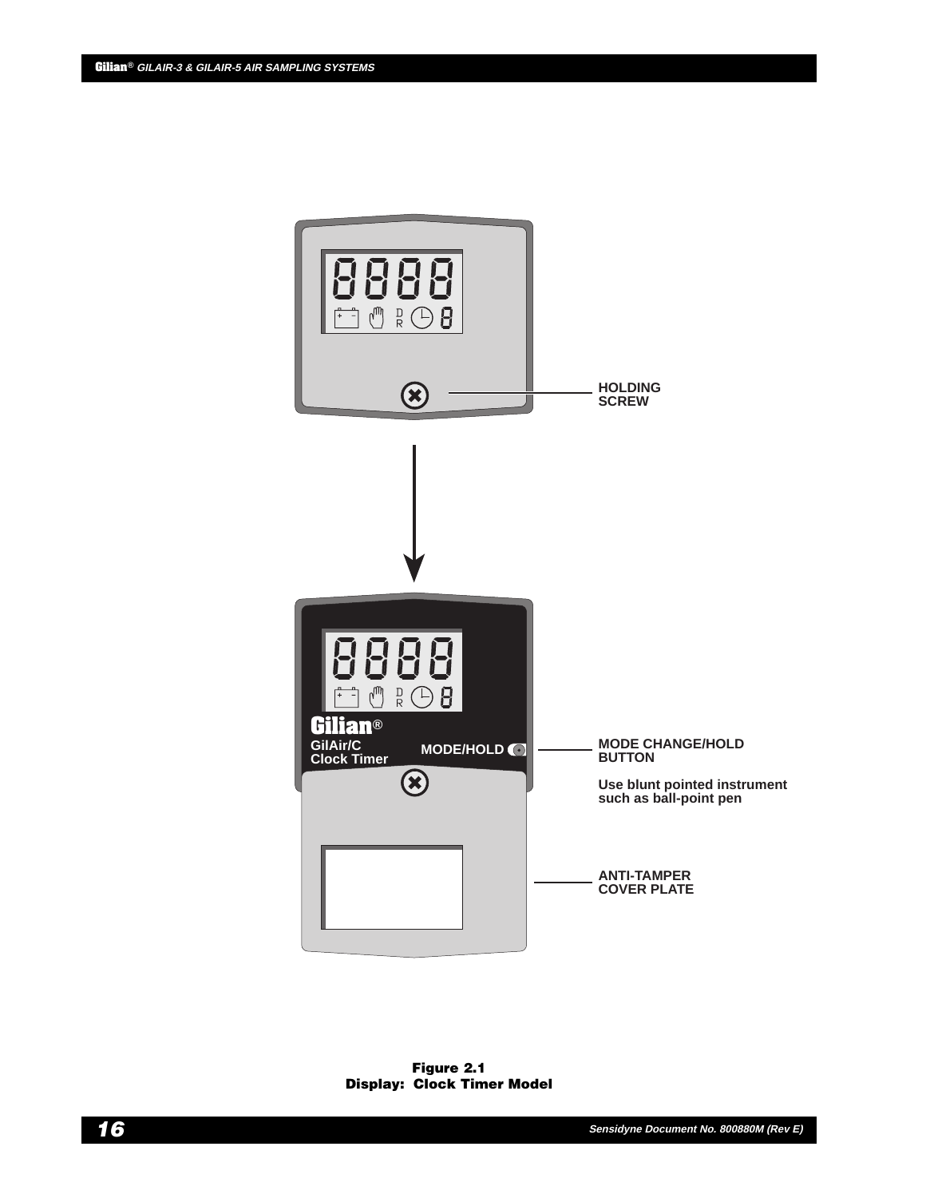HOLDING SCREW

MODE CHANGE/HOLD BUTTON

Use blunt pointed instrument such as ball-point pen

ANTI-TAMPER COVER PLATE

**Figure 2.1**
**Display: Clock Timer Model**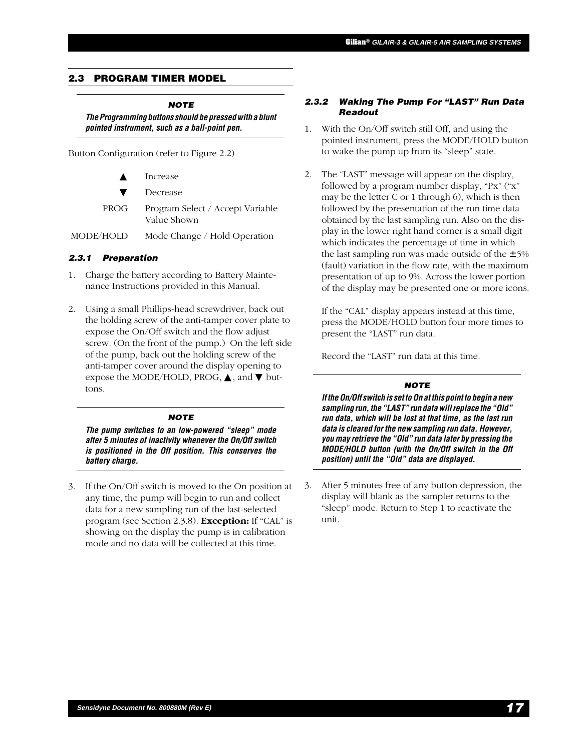## 2.3 PROGRAM TIMER MODEL

> **NOTE**
>
> ***The Programming buttons should be pressed with a blunt pointed instrument, such as a ball-point pen.***

Button Configuration (refer to Figure 2.2)

| | |
|---|---|
| ▲ | Increase |
| ▼ | Decrease |
| PROG | Program Select / Accept Variable Value Shown |
| MODE/HOLD | Mode Change / Hold Operation |

### 2.3.1 Preparation

1. Charge the battery according to Battery Maintenance Instructions provided in this Manual.

2. Using a small Phillips-head screwdriver, back out the holding screw of the anti-tamper cover plate to expose the On/Off switch and the flow adjust screw. (On the front of the pump.) On the left side of the pump, back out the holding screw of the anti-tamper cover around the display opening to expose the MODE/HOLD, PROG, ▲, and ▼ buttons.

> **NOTE**
>
> ***The pump switches to an low-powered "sleep" mode after 5 minutes of inactivity whenever the On/Off switch is positioned in the Off position. This conserves the battery charge.***

3. If the On/Off switch is moved to the On position at any time, the pump will begin to run and collect data for a new sampling run of the last-selected program (see Section 2.3.8). **Exception:** If "CAL" is showing on the display the pump is in calibration mode and no data will be collected at this time.

### 2.3.2 Waking The Pump For "LAST" Run Data Readout

1. With the On/Off switch still Off, and using the pointed instrument, press the MODE/HOLD button to wake the pump up from its "sleep" state.

2. The "LAST" message will appear on the display, followed by a program number display, "Px" ("x" may be the letter C or 1 through 6), which is then followed by the presentation of the run time data obtained by the last sampling run. Also on the display in the lower right hand corner is a small digit which indicates the percentage of time in which the last sampling run was made outside of the ±5% (fault) variation in the flow rate, with the maximum presentation of up to 9%. Across the lower portion of the display may be presented one or more icons.

   If the "CAL" display appears instead at this time, press the MODE/HOLD button four more times to present the "LAST" run data.

   Record the "LAST" run data at this time.

> **NOTE**
>
> ***If the On/Off switch is set to On at this point to begin a new sampling run, the "LAST" run data will replace the "Old" run data, which will be lost at that time, as the last run data is cleared for the new sampling run data. However, you may retrieve the "Old" run data later by pressing the MODE/HOLD button (with the On/Off switch in the Off position) until the "Old" data are displayed.***

3. After 5 minutes free of any button depression, the display will blank as the sampler returns to the "sleep" mode. Return to Step 1 to reactivate the unit.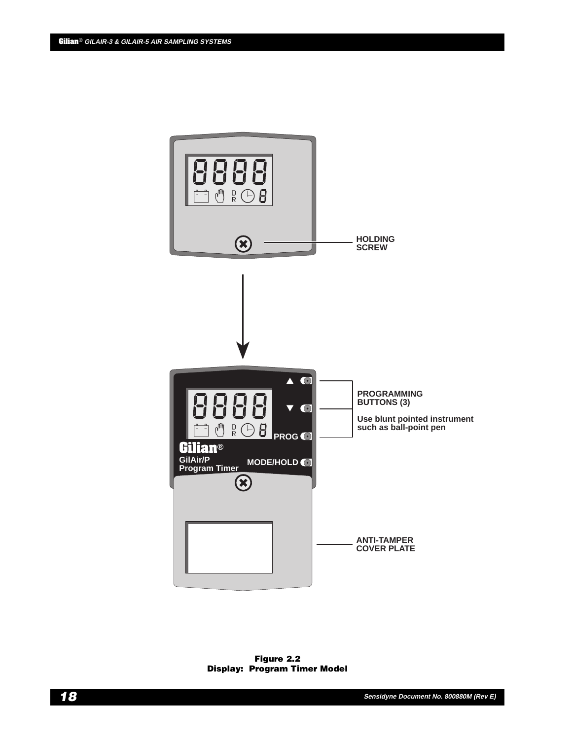HOLDING SCREW

PROGRAMMING BUTTONS (3)

Use blunt pointed instrument such as ball-point pen

PROG

MODE/HOLD

Gilian®

GilAir/P Program Timer

ANTI-TAMPER COVER PLATE

**Figure 2.2**
**Display: Program Timer Model**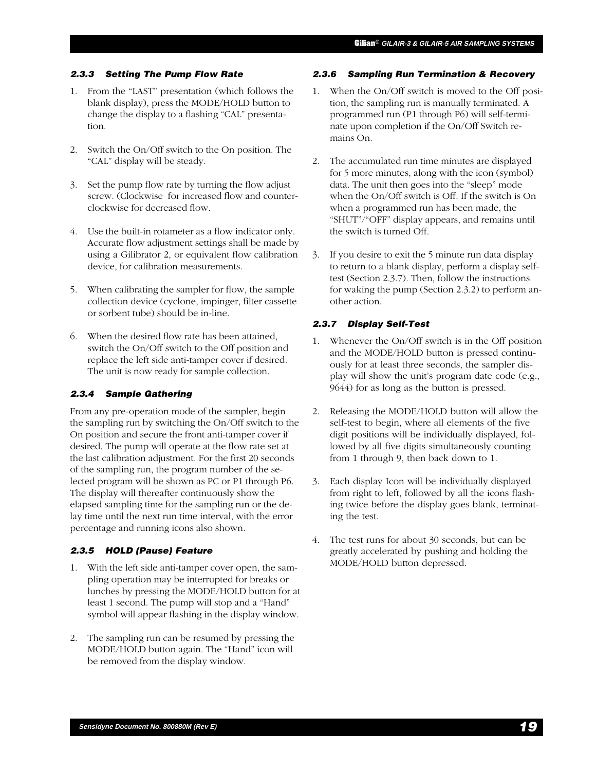### 2.3.3 Setting The Pump Flow Rate

1. From the "LAST" presentation (which follows the blank display), press the MODE/HOLD button to change the display to a flashing "CAL" presentation.

2. Switch the On/Off switch to the On position. The "CAL" display will be steady.

3. Set the pump flow rate by turning the flow adjust screw. (Clockwise for increased flow and counterclockwise for decreased flow.

4. Use the built-in rotameter as a flow indicator only. Accurate flow adjustment settings shall be made by using a Gilibrator 2, or equivalent flow calibration device, for calibration measurements.

5. When calibrating the sampler for flow, the sample collection device (cyclone, impinger, filter cassette or sorbent tube) should be in-line.

6. When the desired flow rate has been attained, switch the On/Off switch to the Off position and replace the left side anti-tamper cover if desired. The unit is now ready for sample collection.

### 2.3.4 Sample Gathering

From any pre-operation mode of the sampler, begin the sampling run by switching the On/Off switch to the On position and secure the front anti-tamper cover if desired. The pump will operate at the flow rate set at the last calibration adjustment. For the first 20 seconds of the sampling run, the program number of the selected program will be shown as PC or P1 through P6. The display will thereafter continuously show the elapsed sampling time for the sampling run or the delay time until the next run time interval, with the error percentage and running icons also shown.

### 2.3.5 HOLD (Pause) Feature

1. With the left side anti-tamper cover open, the sampling operation may be interrupted for breaks or lunches by pressing the MODE/HOLD button for at least 1 second. The pump will stop and a "Hand" symbol will appear flashing in the display window.

2. The sampling run can be resumed by pressing the MODE/HOLD button again. The "Hand" icon will be removed from the display window.

### 2.3.6 Sampling Run Termination & Recovery

1. When the On/Off switch is moved to the Off position, the sampling run is manually terminated. A programmed run (P1 through P6) will self-terminate upon completion if the On/Off Switch remains On.

2. The accumulated run time minutes are displayed for 5 more minutes, along with the icon (symbol) data. The unit then goes into the "sleep" mode when the On/Off switch is Off. If the switch is On when a programmed run has been made, the "SHUT"/"OFF" display appears, and remains until the switch is turned Off.

3. If you desire to exit the 5 minute run data display to return to a blank display, perform a display self-test (Section 2.3.7). Then, follow the instructions for waking the pump (Section 2.3.2) to perform another action.

### 2.3.7 Display Self-Test

1. Whenever the On/Off switch is in the Off position and the MODE/HOLD button is pressed continuously for at least three seconds, the sampler display will show the unit's program date code (e.g., 9644) for as long as the button is pressed.

2. Releasing the MODE/HOLD button will allow the self-test to begin, where all elements of the five digit positions will be individually displayed, followed by all five digits simultaneously counting from 1 through 9, then back down to 1.

3. Each display Icon will be individually displayed from right to left, followed by all the icons flashing twice before the display goes blank, terminating the test.

4. The test runs for about 30 seconds, but can be greatly accelerated by pushing and holding the MODE/HOLD button depressed.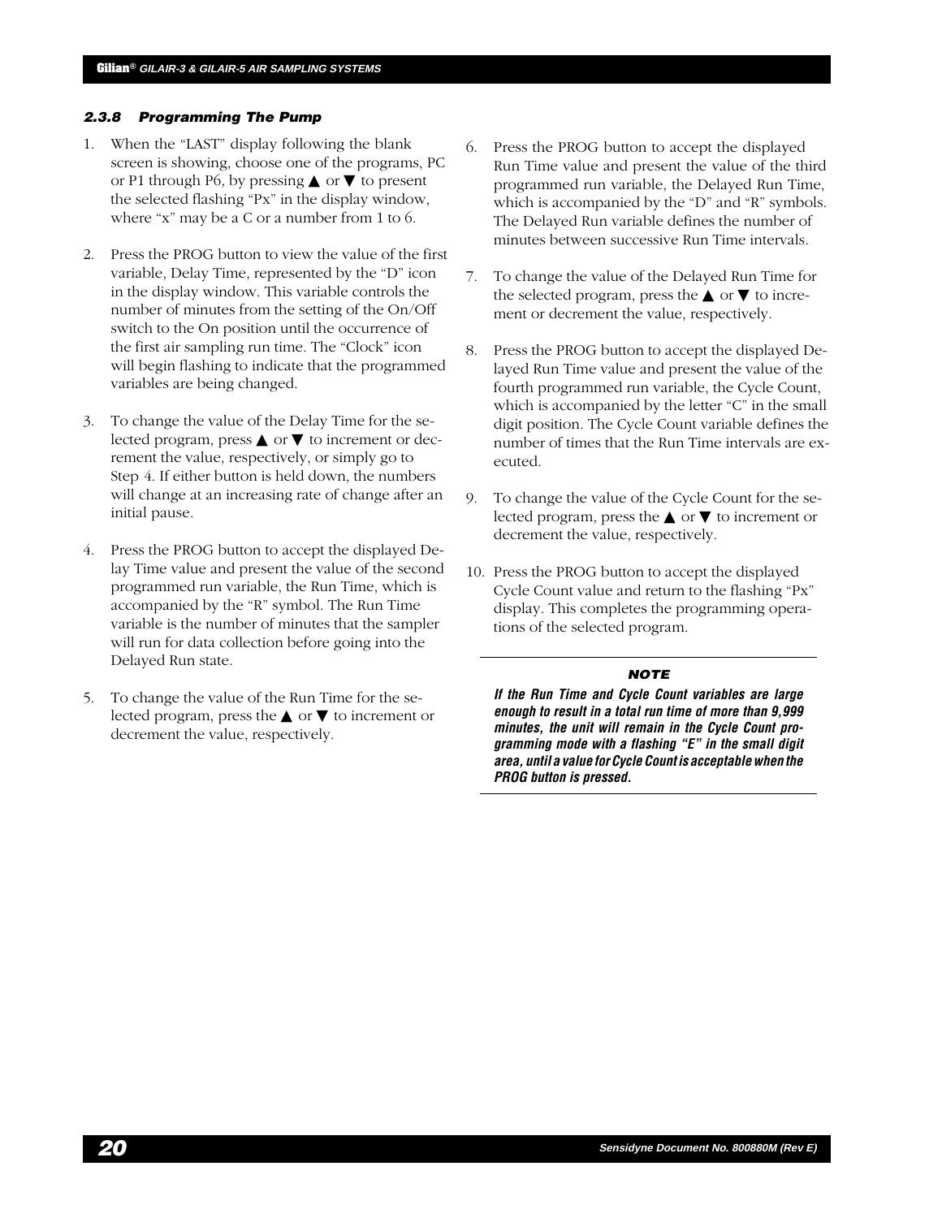### 2.3.8 Programming The Pump

1. When the "LAST" display following the blank screen is showing, choose one of the programs, PC or P1 through P6, by pressing ▲ or ▼ to present the selected flashing "Px" in the display window, where "x" may be a C or a number from 1 to 6.

2. Press the PROG button to view the value of the first variable, Delay Time, represented by the "D" icon in the display window. This variable controls the number of minutes from the setting of the On/Off switch to the On position until the occurrence of the first air sampling run time. The "Clock" icon will begin flashing to indicate that the programmed variables are being changed.

3. To change the value of the Delay Time for the selected program, press ▲ or ▼ to increment or decrement the value, respectively, or simply go to Step 4. If either button is held down, the numbers will change at an increasing rate of change after an initial pause.

4. Press the PROG button to accept the displayed Delay Time value and present the value of the second programmed run variable, the Run Time, which is accompanied by the "R" symbol. The Run Time variable is the number of minutes that the sampler will run for data collection before going into the Delayed Run state.

5. To change the value of the Run Time for the selected program, press the ▲ or ▼ to increment or decrement the value, respectively.

6. Press the PROG button to accept the displayed Run Time value and present the value of the third programmed run variable, the Delayed Run Time, which is accompanied by the "D" and "R" symbols. The Delayed Run variable defines the number of minutes between successive Run Time intervals.

7. To change the value of the Delayed Run Time for the selected program, press the ▲ or ▼ to increment or decrement the value, respectively.

8. Press the PROG button to accept the displayed Delayed Run Time value and present the value of the fourth programmed run variable, the Cycle Count, which is accompanied by the letter "C" in the small digit position. The Cycle Count variable defines the number of times that the Run Time intervals are executed.

9. To change the value of the Cycle Count for the selected program, press the ▲ or ▼ to increment or decrement the value, respectively.

10. Press the PROG button to accept the displayed Cycle Count value and return to the flashing "Px" display. This completes the programming operations of the selected program.

---

**NOTE**

***If the Run Time and Cycle Count variables are large enough to result in a total run time of more than 9,999 minutes, the unit will remain in the Cycle Count programming mode with a flashing "E" in the small digit area, until a value for Cycle Count is acceptable when the PROG button is pressed.***

---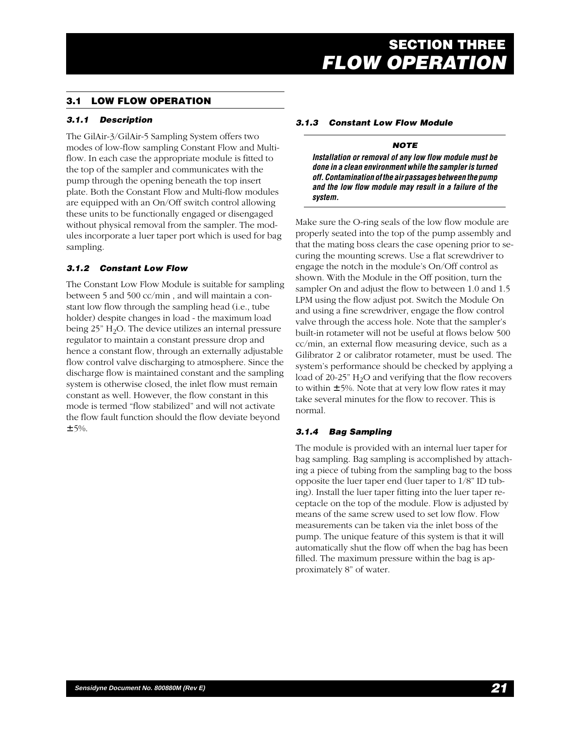# SECTION THREE
# *FLOW OPERATION*

## 3.1 LOW FLOW OPERATION

### *3.1.1 Description*

The GilAir-3/GilAir-5 Sampling System offers two modes of low-flow sampling Constant Flow and Multi-flow. In each case the appropriate module is fitted to the top of the sampler and communicates with the pump through the opening beneath the top insert plate. Both the Constant Flow and Multi-flow modules are equipped with an On/Off switch control allowing these units to be functionally engaged or disengaged without physical removal from the sampler. The modules incorporate a luer taper port which is used for bag sampling.

### *3.1.2 Constant Low Flow*

The Constant Low Flow Module is suitable for sampling between 5 and 500 cc/min , and will maintain a constant low flow through the sampling head (i.e., tube holder) despite changes in load - the maximum load being 25" $H_2O$. The device utilizes an internal pressure regulator to maintain a constant pressure drop and hence a constant flow, through an externally adjustable flow control valve discharging to atmosphere. Since the discharge flow is maintained constant and the sampling system is otherwise closed, the inlet flow must remain constant as well. However, the flow constant in this mode is termed "flow stabilized" and will not activate the flow fault function should the flow deviate beyond ±5%.

### *3.1.3 Constant Low Flow Module*

**NOTE**

***Installation or removal of any low flow module must be done in a clean environment while the sampler is turned off. Contamination of the air passages between the pump and the low flow module may result in a failure of the system.***

Make sure the O-ring seals of the low flow module are properly seated into the top of the pump assembly and that the mating boss clears the case opening prior to securing the mounting screws. Use a flat screwdriver to engage the notch in the module's On/Off control as shown. With the Module in the Off position, turn the sampler On and adjust the flow to between 1.0 and 1.5 LPM using the flow adjust pot. Switch the Module On and using a fine screwdriver, engage the flow control valve through the access hole. Note that the sampler's built-in rotameter will not be useful at flows below 500 cc/min, an external flow measuring device, such as a Gilibrator 2 or calibrator rotameter, must be used. The system's performance should be checked by applying a load of 20-25" $H_2O$ and verifying that the flow recovers to within ±5%. Note that at very low flow rates it may take several minutes for the flow to recover. This is normal.

### *3.1.4 Bag Sampling*

The module is provided with an internal luer taper for bag sampling. Bag sampling is accomplished by attaching a piece of tubing from the sampling bag to the boss opposite the luer taper end (luer taper to 1/8" ID tubing). Install the luer taper fitting into the luer taper receptacle on the top of the module. Flow is adjusted by means of the same screw used to set low flow. Flow measurements can be taken via the inlet boss of the pump. The unique feature of this system is that it will automatically shut the flow off when the bag has been filled. The maximum pressure within the bag is approximately 8" of water.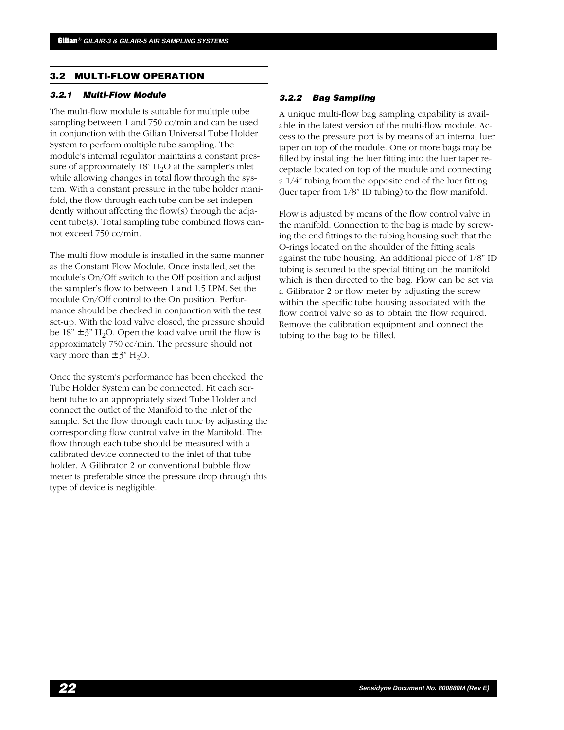## 3.2 MULTI-FLOW OPERATION

### *3.2.1 Multi-Flow Module*

The multi-flow module is suitable for multiple tube sampling between 1 and 750 cc/min and can be used in conjunction with the Gilian Universal Tube Holder System to perform multiple tube sampling. The module's internal regulator maintains a constant pressure of approximately 18" $H_2O$ at the sampler's inlet while allowing changes in total flow through the system. With a constant pressure in the tube holder manifold, the flow through each tube can be set independently without affecting the flow(s) through the adjacent tube(s). Total sampling tube combined flows cannot exceed 750 cc/min.

The multi-flow module is installed in the same manner as the Constant Flow Module. Once installed, set the module's On/Off switch to the Off position and adjust the sampler's flow to between 1 and 1.5 LPM. Set the module On/Off control to the On position. Performance should be checked in conjunction with the test set-up. With the load valve closed, the pressure should be 18" ± 3" $H_2O$. Open the load valve until the flow is approximately 750 cc/min. The pressure should not vary more than ± 3" $H_2O$.

Once the system's performance has been checked, the Tube Holder System can be connected. Fit each sorbent tube to an appropriately sized Tube Holder and connect the outlet of the Manifold to the inlet of the sample. Set the flow through each tube by adjusting the corresponding flow control valve in the Manifold. The flow through each tube should be measured with a calibrated device connected to the inlet of that tube holder. A Gilibrator 2 or conventional bubble flow meter is preferable since the pressure drop through this type of device is negligible.

### *3.2.2 Bag Sampling*

A unique multi-flow bag sampling capability is available in the latest version of the multi-flow module. Access to the pressure port is by means of an internal luer taper on top of the module. One or more bags may be filled by installing the luer fitting into the luer taper receptacle located on top of the module and connecting a 1/4" tubing from the opposite end of the luer fitting (luer taper from 1/8" ID tubing) to the flow manifold.

Flow is adjusted by means of the flow control valve in the manifold. Connection to the bag is made by screwing the end fittings to the tubing housing such that the O-rings located on the shoulder of the fitting seals against the tube housing. An additional piece of 1/8" ID tubing is secured to the special fitting on the manifold which is then directed to the bag. Flow can be set via a Gilibrator 2 or flow meter by adjusting the screw within the specific tube housing associated with the flow control valve so as to obtain the flow required. Remove the calibration equipment and connect the tubing to the bag to be filled.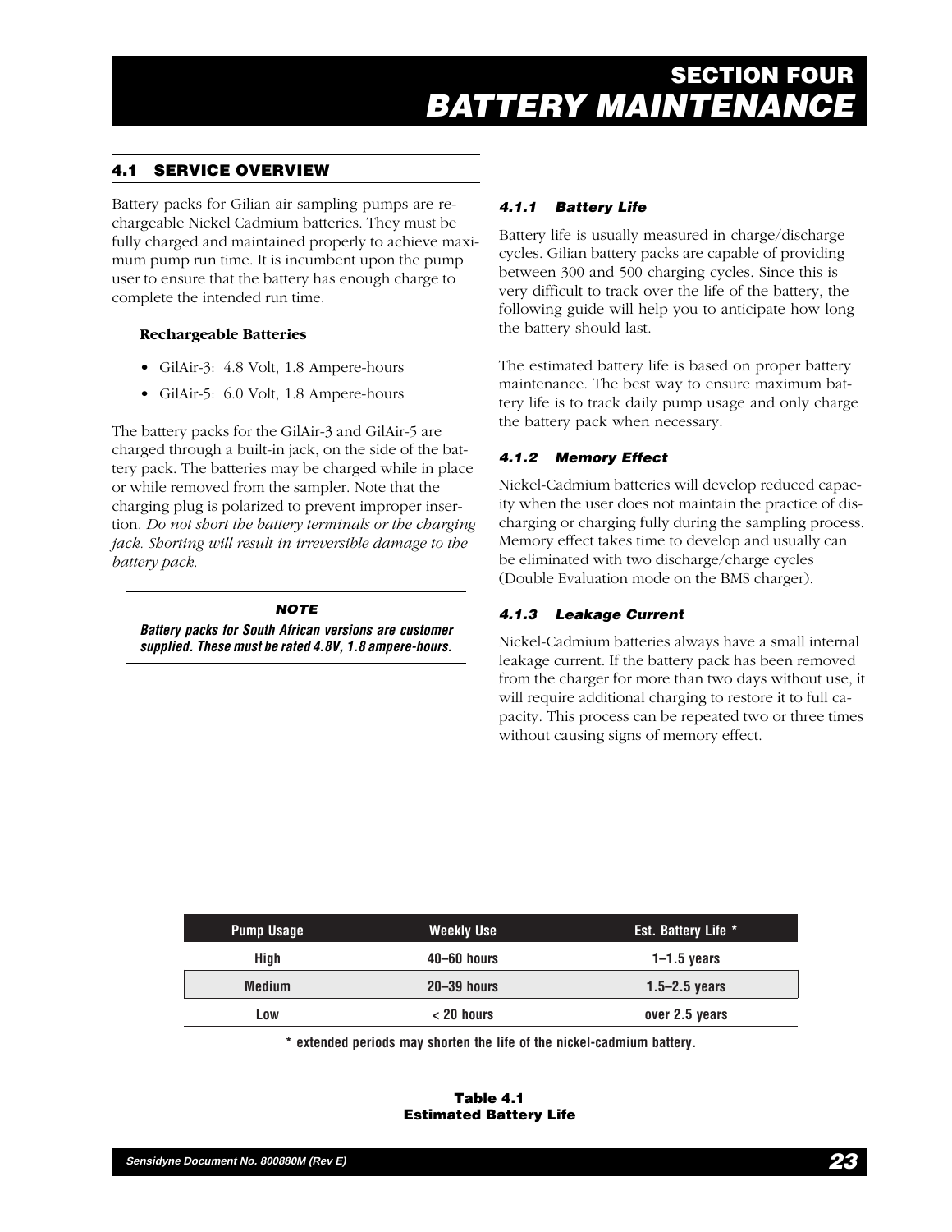# SECTION FOUR
# BATTERY MAINTENANCE

## 4.1 SERVICE OVERVIEW

Battery packs for Gilian air sampling pumps are rechargeable Nickel Cadmium batteries. They must be fully charged and maintained properly to achieve maximum pump run time. It is incumbent upon the pump user to ensure that the battery has enough charge to complete the intended run time.

**Rechargeable Batteries**

- GilAir-3: 4.8 Volt, 1.8 Ampere-hours
- GilAir-5: 6.0 Volt, 1.8 Ampere-hours

The battery packs for the GilAir-3 and GilAir-5 are charged through a built-in jack, on the side of the battery pack. The batteries may be charged while in place or while removed from the sampler. Note that the charging plug is polarized to prevent improper insertion. *Do not short the battery terminals or the charging jack. Shorting will result in irreversible damage to the battery pack.*

> **NOTE**
>
> ***Battery packs for South African versions are customer supplied. These must be rated 4.8V, 1.8 ampere-hours.***

### 4.1.1 Battery Life

Battery life is usually measured in charge/discharge cycles. Gilian battery packs are capable of providing between 300 and 500 charging cycles. Since this is very difficult to track over the life of the battery, the following guide will help you to anticipate how long the battery should last.

The estimated battery life is based on proper battery maintenance. The best way to ensure maximum battery life is to track daily pump usage and only charge the battery pack when necessary.

### 4.1.2 Memory Effect

Nickel-Cadmium batteries will develop reduced capacity when the user does not maintain the practice of discharging or charging fully during the sampling process. Memory effect takes time to develop and usually can be eliminated with two discharge/charge cycles (Double Evaluation mode on the BMS charger).

### 4.1.3 Leakage Current

Nickel-Cadmium batteries always have a small internal leakage current. If the battery pack has been removed from the charger for more than two days without use, it will require additional charging to restore it to full capacity. This process can be repeated two or three times without causing signs of memory effect.

| Pump Usage | Weekly Use | Est. Battery Life * |
|---|---|---|
| High | 40–60 hours | 1–1.5 years |
| Medium | 20–39 hours | 1.5–2.5 years |
| Low | < 20 hours | over 2.5 years |

**\* extended periods may shorten the life of the nickel-cadmium battery.**

**Table 4.1**
**Estimated Battery Life**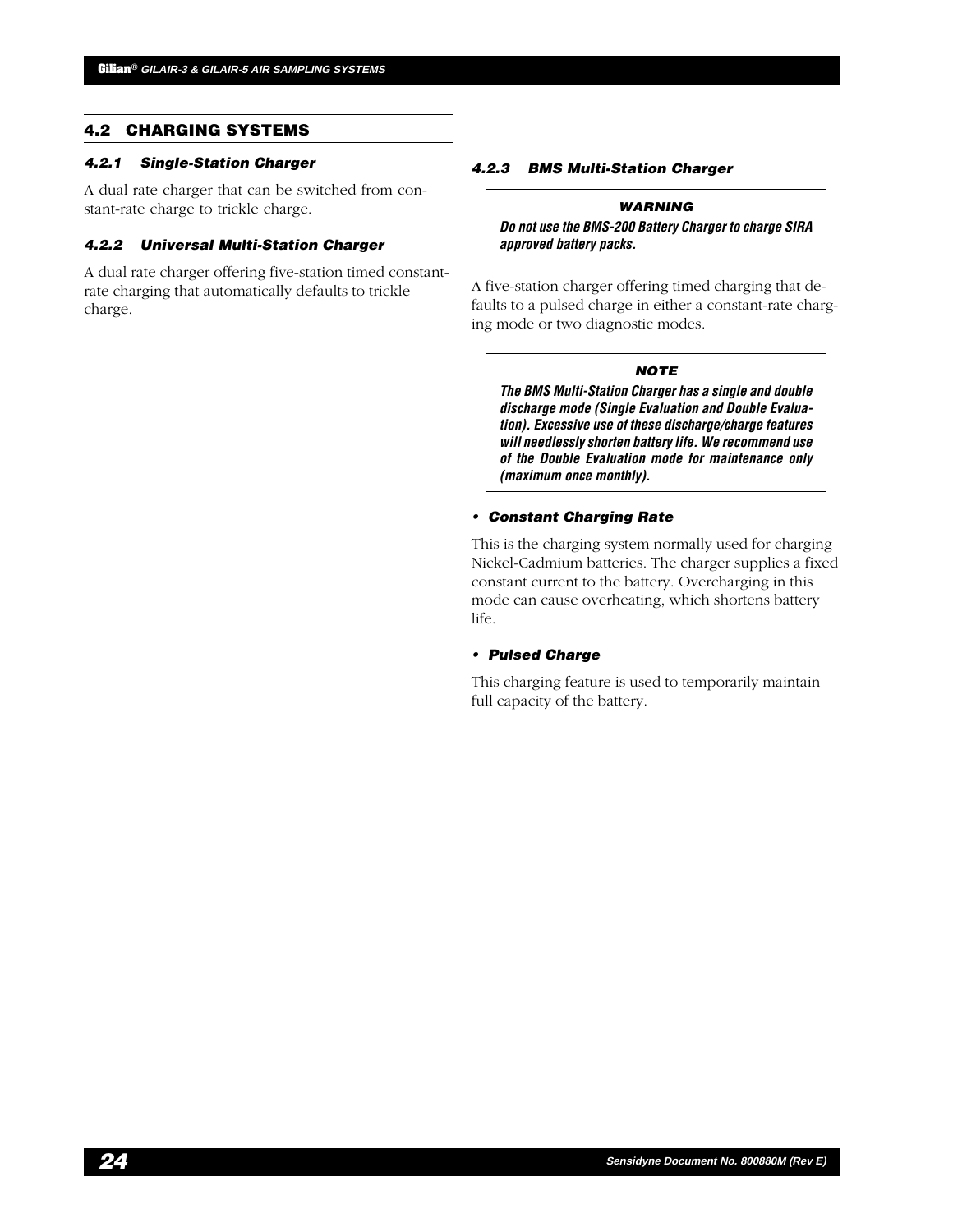## 4.2 CHARGING SYSTEMS

### *4.2.1 Single-Station Charger*

A dual rate charger that can be switched from constant-rate charge to trickle charge.

### *4.2.2 Universal Multi-Station Charger*

A dual rate charger offering five-station timed constant-rate charging that automatically defaults to trickle charge.

### *4.2.3 BMS Multi-Station Charger*

> ***WARNING***
>
> ***Do not use the BMS-200 Battery Charger to charge SIRA approved battery packs.***

A five-station charger offering timed charging that defaults to a pulsed charge in either a constant-rate charging mode or two diagnostic modes.

> ***NOTE***
>
> ***The BMS Multi-Station Charger has a single and double discharge mode (Single Evaluation and Double Evaluation). Excessive use of these discharge/charge features will needlessly shorten battery life. We recommend use of the Double Evaluation mode for maintenance only (maximum once monthly).***

- ***Constant Charging Rate***

This is the charging system normally used for charging Nickel-Cadmium batteries. The charger supplies a fixed constant current to the battery. Overcharging in this mode can cause overheating, which shortens battery life.

- ***Pulsed Charge***

This charging feature is used to temporarily maintain full capacity of the battery.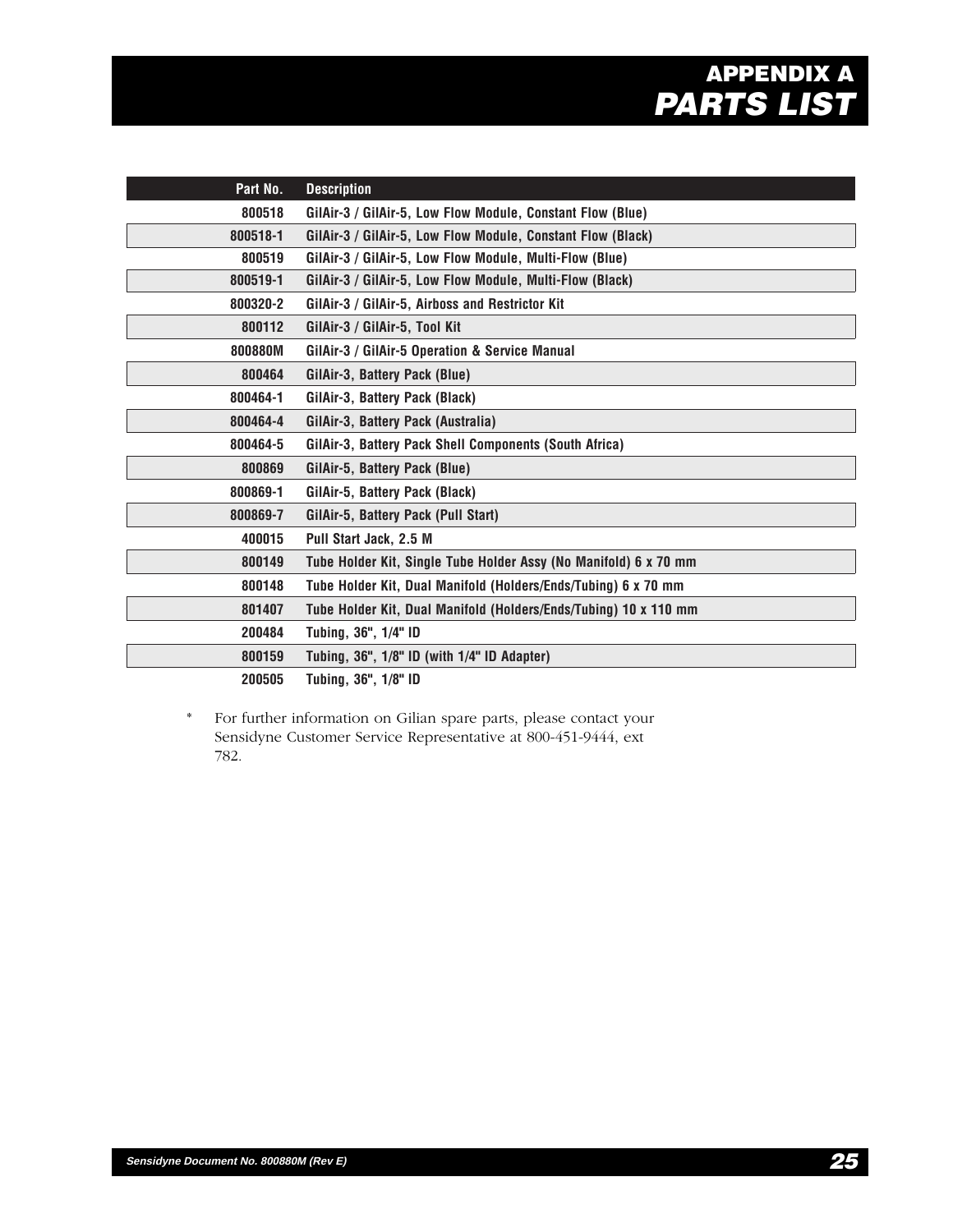# APPENDIX A
# *PARTS LIST*

| Part No. | Description |
|---|---|
| 800518 | GilAir-3 / GilAir-5, Low Flow Module, Constant Flow (Blue) |
| 800518-1 | GilAir-3 / GilAir-5, Low Flow Module, Constant Flow (Black) |
| 800519 | GilAir-3 / GilAir-5, Low Flow Module, Multi-Flow (Blue) |
| 800519-1 | GilAir-3 / GilAir-5, Low Flow Module, Multi-Flow (Black) |
| 800320-2 | GilAir-3 / GilAir-5, Airboss and Restrictor Kit |
| 800112 | GilAir-3 / GilAir-5, Tool Kit |
| 800880M | GilAir-3 / GilAir-5 Operation & Service Manual |
| 800464 | GilAir-3, Battery Pack (Blue) |
| 800464-1 | GilAir-3, Battery Pack (Black) |
| 800464-4 | GilAir-3, Battery Pack (Australia) |
| 800464-5 | GilAir-3, Battery Pack Shell Components (South Africa) |
| 800869 | GilAir-5, Battery Pack (Blue) |
| 800869-1 | GilAir-5, Battery Pack (Black) |
| 800869-7 | GilAir-5, Battery Pack (Pull Start) |
| 400015 | Pull Start Jack, 2.5 M |
| 800149 | Tube Holder Kit, Single Tube Holder Assy (No Manifold) 6 x 70 mm |
| 800148 | Tube Holder Kit, Dual Manifold (Holders/Ends/Tubing) 6 x 70 mm |
| 801407 | Tube Holder Kit, Dual Manifold (Holders/Ends/Tubing) 10 x 110 mm |
| 200484 | Tubing, 36", 1/4" ID |
| 800159 | Tubing, 36", 1/8" ID (with 1/4" ID Adapter) |
| 200505 | Tubing, 36", 1/8" ID |

\* For further information on Gilian spare parts, please contact your Sensidyne Customer Service Representative at 800-451-9444, ext 782.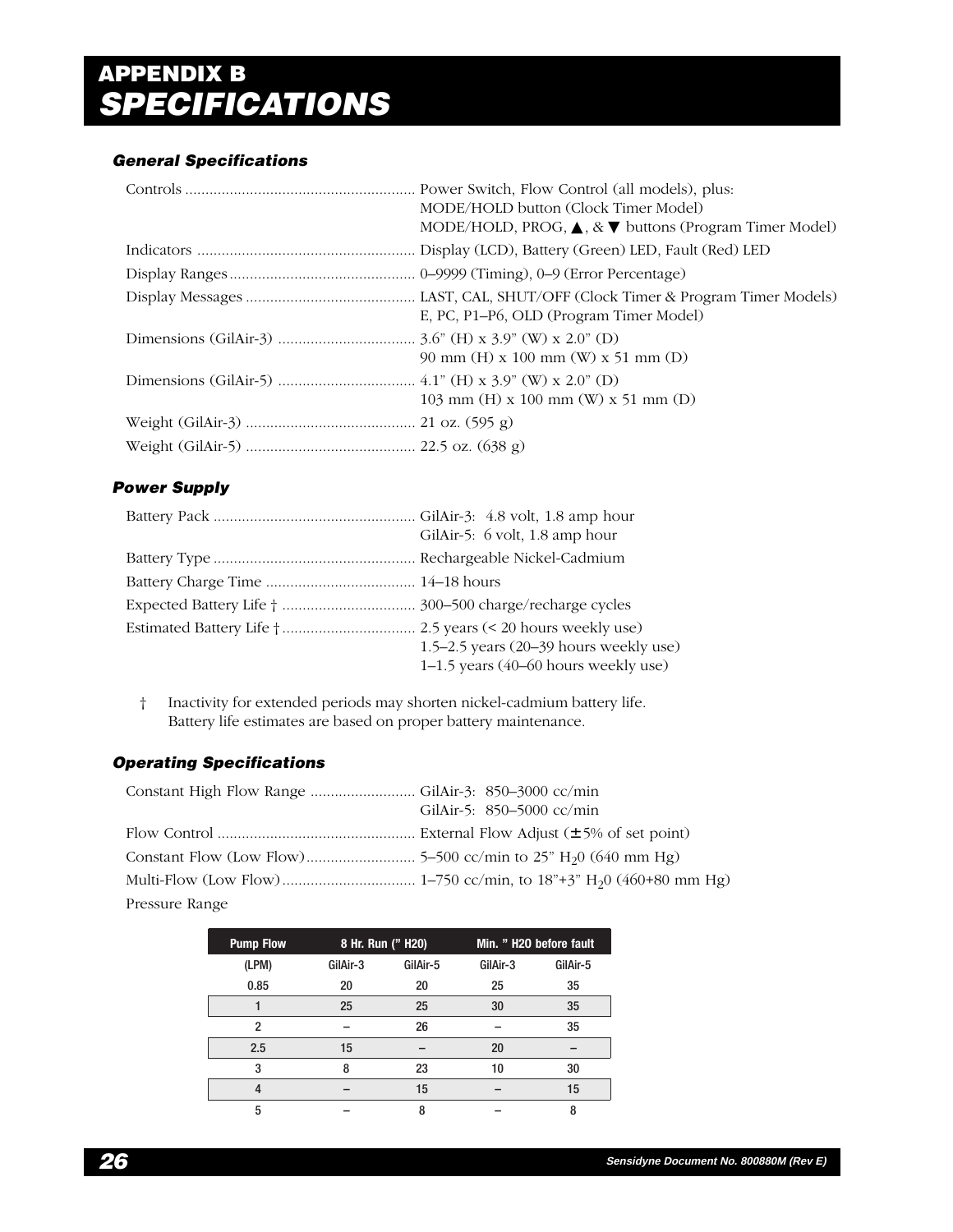# APPENDIX B
# *SPECIFICATIONS*

### *General Specifications*

| | |
|---|---|
| Controls | Power Switch, Flow Control (all models), plus: MODE/HOLD button (Clock Timer Model) MODE/HOLD, PROG, ▲, & ▼ buttons (Program Timer Model) |
| Indicators | Display (LCD), Battery (Green) LED, Fault (Red) LED |
| Display Ranges | 0–9999 (Timing), 0–9 (Error Percentage) |
| Display Messages | LAST, CAL, SHUT/OFF (Clock Timer & Program Timer Models) E, PC, P1–P6, OLD (Program Timer Model) |
| Dimensions (GilAir-3) | 3.6" (H) x 3.9" (W) x 2.0" (D) 90 mm (H) x 100 mm (W) x 51 mm (D) |
| Dimensions (GilAir-5) | 4.1" (H) x 3.9" (W) x 2.0" (D) 103 mm (H) x 100 mm (W) x 51 mm (D) |
| Weight (GilAir-3) | 21 oz. (595 g) |
| Weight (GilAir-5) | 22.5 oz. (638 g) |

### *Power Supply*

| | |
|---|---|
| Battery Pack | GilAir-3: 4.8 volt, 1.8 amp hour GilAir-5: 6 volt, 1.8 amp hour |
| Battery Type | Rechargeable Nickel-Cadmium |
| Battery Charge Time | 14–18 hours |
| Expected Battery Life † | 300–500 charge/recharge cycles |
| Estimated Battery Life † | 2.5 years (< 20 hours weekly use) 1.5–2.5 years (20–39 hours weekly use) 1–1.5 years (40–60 hours weekly use) |

† Inactivity for extended periods may shorten nickel-cadmium battery life. Battery life estimates are based on proper battery maintenance.

### *Operating Specifications*

| | |
|---|---|
| Constant High Flow Range | GilAir-3: 850–3000 cc/min GilAir-5: 850–5000 cc/min |
| Flow Control | External Flow Adjust (±5% of set point) |
| Constant Flow (Low Flow) | 5–500 cc/min to 25" $H_20$ (640 mm Hg) |
| Multi-Flow (Low Flow) | 1–750 cc/min, to 18"+3" $H_20$ (460+80 mm Hg) |

Pressure Range

| Pump Flow | 8 Hr. Run (" H20) | | Min. " H20 before fault | |
|---|---|---|---|---|
| (LPM) | GilAir-3 | GilAir-5 | GilAir-3 | GilAir-5 |
| 0.85 | 20 | 20 | 25 | 35 |
| 1 | 25 | 25 | 30 | 35 |
| 2 | – | 26 | – | 35 |
| 2.5 | 15 | – | 20 | – |
| 3 | 8 | 23 | 10 | 30 |
| 4 | – | 15 | – | 15 |
| 5 | – | 8 | – | 8 |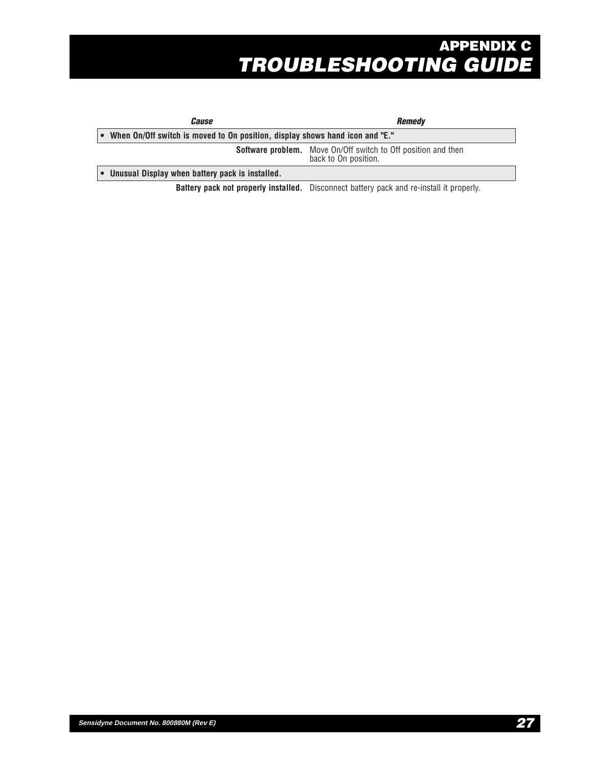# APPENDIX C
# *TROUBLESHOOTING GUIDE*

| *Cause* | *Remedy* |
|---|---|
| **• When On/Off switch is moved to On position, display shows hand icon and "E."** | |
| **Software problem.** | Move On/Off switch to Off position and then back to On position. |
| **• Unusual Display when battery pack is installed.** | |
| **Battery pack not properly installed.** | Disconnect battery pack and re-install it properly. |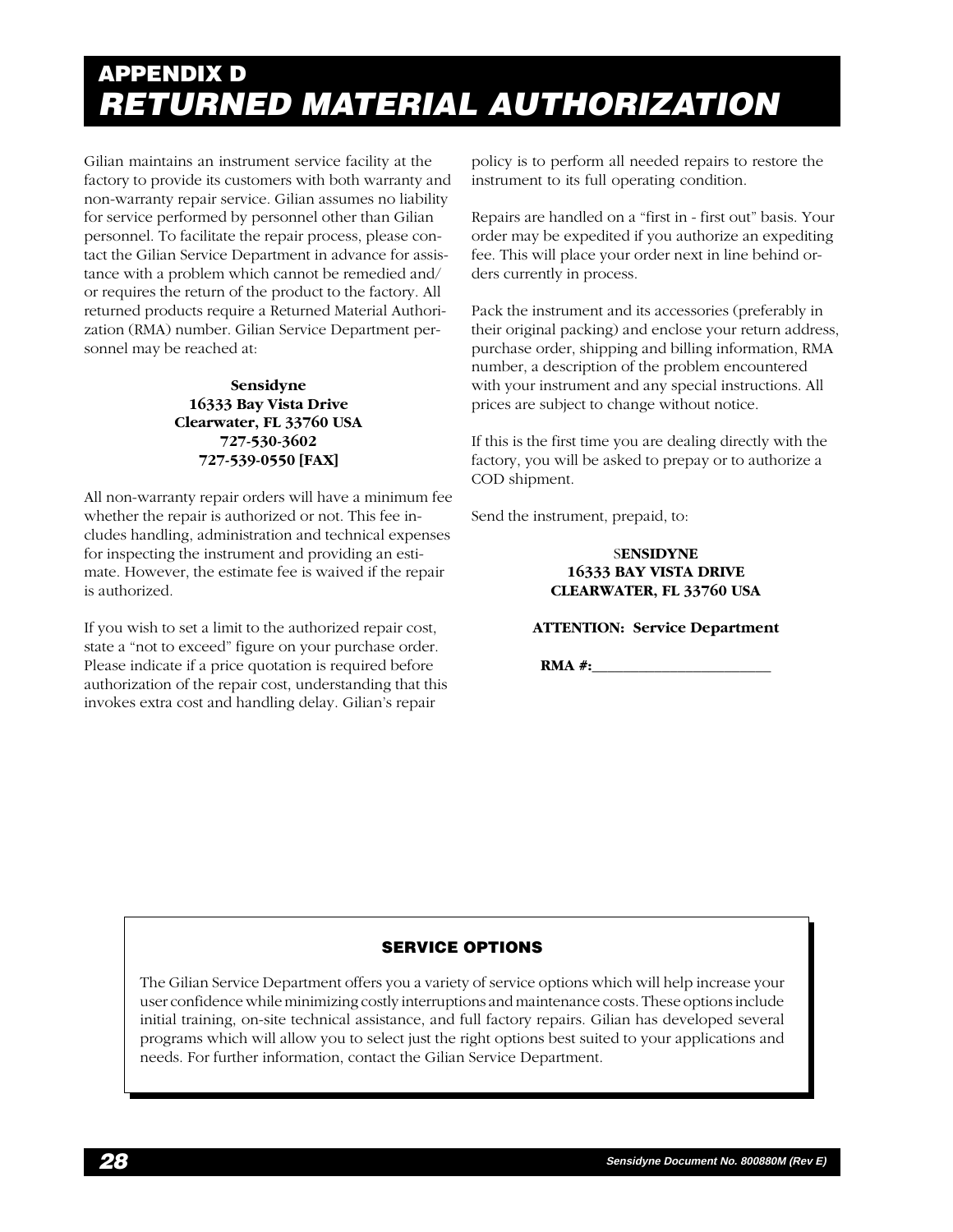# APPENDIX D
# *RETURNED MATERIAL AUTHORIZATION*

Gilian maintains an instrument service facility at the factory to provide its customers with both warranty and non-warranty repair service. Gilian assumes no liability for service performed by personnel other than Gilian personnel. To facilitate the repair process, please contact the Gilian Service Department in advance for assistance with a problem which cannot be remedied and/ or requires the return of the product to the factory. All returned products require a Returned Material Authorization (RMA) number. Gilian Service Department personnel may be reached at:

**Sensidyne**
**16333 Bay Vista Drive**
**Clearwater, FL 33760 USA**
**727-530-3602**
**727-539-0550 [FAX]**

All non-warranty repair orders will have a minimum fee whether the repair is authorized or not. This fee includes handling, administration and technical expenses for inspecting the instrument and providing an estimate. However, the estimate fee is waived if the repair is authorized.

If you wish to set a limit to the authorized repair cost, state a "not to exceed" figure on your purchase order. Please indicate if a price quotation is required before authorization of the repair cost, understanding that this invokes extra cost and handling delay. Gilian's repair policy is to perform all needed repairs to restore the instrument to its full operating condition.

Repairs are handled on a "first in - first out" basis. Your order may be expedited if you authorize an expediting fee. This will place your order next in line behind orders currently in process.

Pack the instrument and its accessories (preferably in their original packing) and enclose your return address, purchase order, shipping and billing information, RMA number, a description of the problem encountered with your instrument and any special instructions. All prices are subject to change without notice.

If this is the first time you are dealing directly with the factory, you will be asked to prepay or to authorize a COD shipment.

Send the instrument, prepaid, to:

**SENSIDYNE**
**16333 BAY VISTA DRIVE**
**CLEARWATER, FL 33760 USA**

**ATTENTION: Service Department**

**RMA #:________________________**

### SERVICE OPTIONS

The Gilian Service Department offers you a variety of service options which will help increase your user confidence while minimizing costly interruptions and maintenance costs. These options include initial training, on-site technical assistance, and full factory repairs. Gilian has developed several programs which will allow you to select just the right options best suited to your applications and needs. For further information, contact the Gilian Service Department.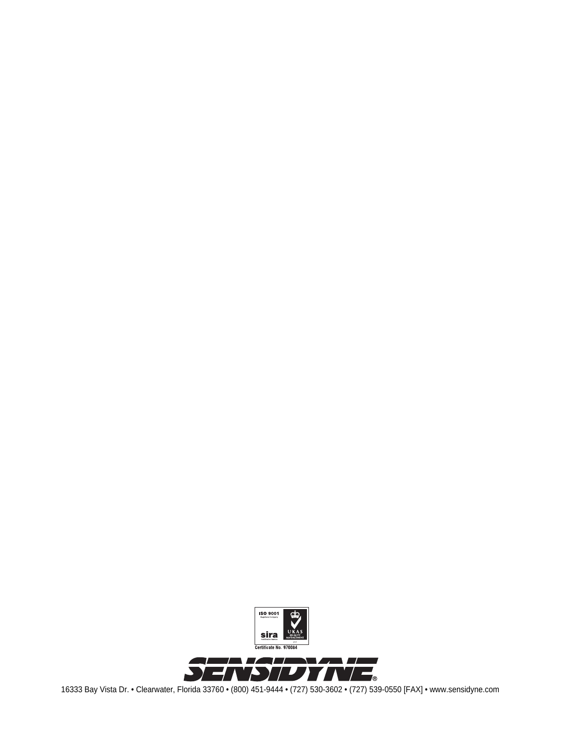ISO 9001
Registered Company

sira
Certification Service

UKAS
QUALITY MANAGEMENT

Certificate No. 970084

SENSIDYNE®

16333 Bay Vista Dr. • Clearwater, Florida 33760 • (800) 451-9444 • (727) 530-3602 • (727) 539-0550 [FAX] • www.sensidyne.com